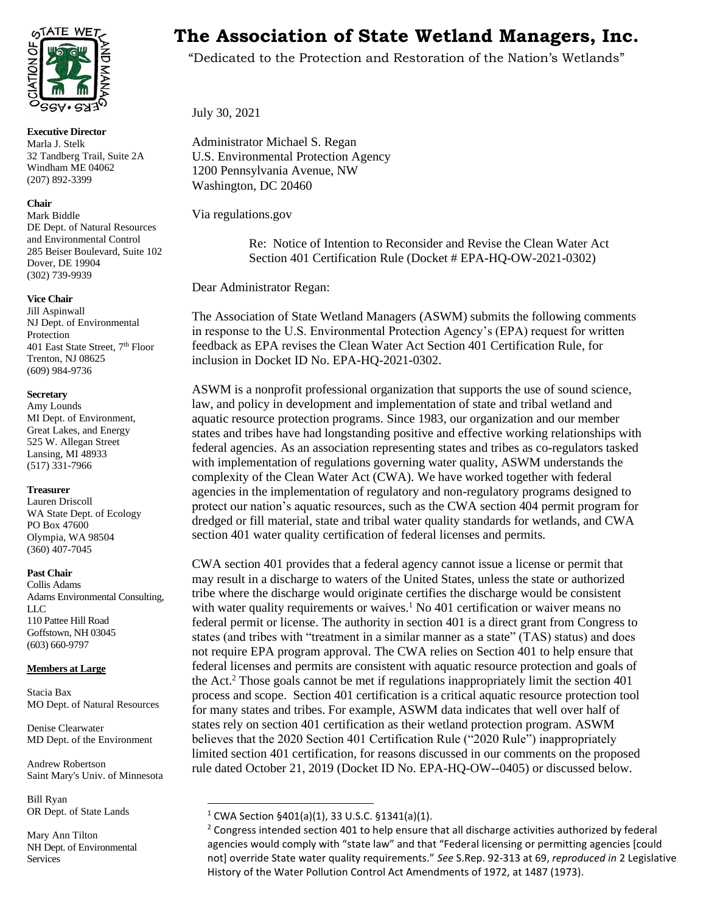# The Association of State Wetland Managers, Inc.

"Dedicated to the Protection and Restoration of the Nation's Wetlands"

**Executive Director**
Marla J. Stelk
32 Tandberg Trail, Suite 2A
Windham ME 04062
(207) 892-3399

**Chair**
Mark Biddle
DE Dept. of Natural Resources and Environmental Control
285 Beiser Boulevard, Suite 102
Dover, DE 19904
(302) 739-9939

**Vice Chair**
Jill Aspinwall
NJ Dept. of Environmental Protection
401 East State Street, 7th Floor
Trenton, NJ 08625
(609) 984-9736

**Secretary**
Amy Lounds
MI Dept. of Environment, Great Lakes, and Energy
525 W. Allegan Street
Lansing, MI 48933
(517) 331-7966

**Treasurer**
Lauren Driscoll
WA State Dept. of Ecology
PO Box 47600
Olympia, WA 98504
(360) 407-7045

**Past Chair**
Collis Adams
Adams Environmental Consulting, LLC
110 Pattee Hill Road
Goffstown, NH 03045
(603) 660-9797

**Members at Large**

Stacia Bax
MO Dept. of Natural Resources

Denise Clearwater
MD Dept. of the Environment

Andrew Robertson
Saint Mary's Univ. of Minnesota

Bill Ryan
OR Dept. of State Lands

Mary Ann Tilton
NH Dept. of Environmental Services

July 30, 2021

Administrator Michael S. Regan
U.S. Environmental Protection Agency
1200 Pennsylvania Avenue, NW
Washington, DC 20460

Via regulations.gov

Re: Notice of Intention to Reconsider and Revise the Clean Water Act Section 401 Certification Rule (Docket # EPA-HQ-OW-2021-0302)

Dear Administrator Regan:

The Association of State Wetland Managers (ASWM) submits the following comments in response to the U.S. Environmental Protection Agency's (EPA) request for written feedback as EPA revises the Clean Water Act Section 401 Certification Rule, for inclusion in Docket ID No. EPA-HQ-2021-0302.

ASWM is a nonprofit professional organization that supports the use of sound science, law, and policy in development and implementation of state and tribal wetland and aquatic resource protection programs. Since 1983, our organization and our member states and tribes have had longstanding positive and effective working relationships with federal agencies. As an association representing states and tribes as co-regulators tasked with implementation of regulations governing water quality, ASWM understands the complexity of the Clean Water Act (CWA). We have worked together with federal agencies in the implementation of regulatory and non-regulatory programs designed to protect our nation's aquatic resources, such as the CWA section 404 permit program for dredged or fill material, state and tribal water quality standards for wetlands, and CWA section 401 water quality certification of federal licenses and permits.

CWA section 401 provides that a federal agency cannot issue a license or permit that may result in a discharge to waters of the United States, unless the state or authorized tribe where the discharge would originate certifies the discharge would be consistent with water quality requirements or waives.[1] No 401 certification or waiver means no federal permit or license. The authority in section 401 is a direct grant from Congress to states (and tribes with "treatment in a similar manner as a state" (TAS) status) and does not require EPA program approval. The CWA relies on Section 401 to help ensure that federal licenses and permits are consistent with aquatic resource protection and goals of the Act.[2] Those goals cannot be met if regulations inappropriately limit the section 401 process and scope. Section 401 certification is a critical aquatic resource protection tool for many states and tribes. For example, ASWM data indicates that well over half of states rely on section 401 certification as their wetland protection program. ASWM believes that the 2020 Section 401 Certification Rule ("2020 Rule") inappropriately limited section 401 certification, for reasons discussed in our comments on the proposed rule dated October 21, 2019 (Docket ID No. EPA-HQ-OW--0405) or discussed below.

[1] CWA Section §401(a)(1), 33 U.S.C. §1341(a)(1).

[2] Congress intended section 401 to help ensure that all discharge activities authorized by federal agencies would comply with "state law" and that "Federal licensing or permitting agencies [could not] override State water quality requirements." *See* S.Rep. 92-313 at 69, *reproduced in* 2 Legislative History of the Water Pollution Control Act Amendments of 1972, at 1487 (1973).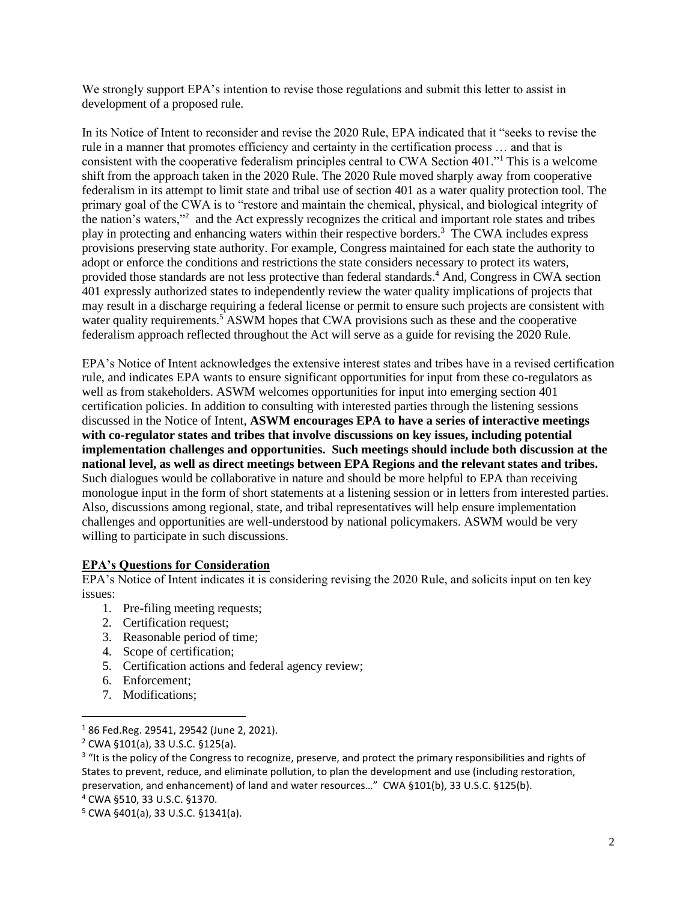We strongly support EPA's intention to revise those regulations and submit this letter to assist in development of a proposed rule.

In its Notice of Intent to reconsider and revise the 2020 Rule, EPA indicated that it "seeks to revise the rule in a manner that promotes efficiency and certainty in the certification process … and that is consistent with the cooperative federalism principles central to CWA Section 401."[1] This is a welcome shift from the approach taken in the 2020 Rule. The 2020 Rule moved sharply away from cooperative federalism in its attempt to limit state and tribal use of section 401 as a water quality protection tool. The primary goal of the CWA is to "restore and maintain the chemical, physical, and biological integrity of the nation's waters,"[2] and the Act expressly recognizes the critical and important role states and tribes play in protecting and enhancing waters within their respective borders.[3] The CWA includes express provisions preserving state authority. For example, Congress maintained for each state the authority to adopt or enforce the conditions and restrictions the state considers necessary to protect its waters, provided those standards are not less protective than federal standards.[4] And, Congress in CWA section 401 expressly authorized states to independently review the water quality implications of projects that may result in a discharge requiring a federal license or permit to ensure such projects are consistent with water quality requirements.[5] ASWM hopes that CWA provisions such as these and the cooperative federalism approach reflected throughout the Act will serve as a guide for revising the 2020 Rule.

EPA's Notice of Intent acknowledges the extensive interest states and tribes have in a revised certification rule, and indicates EPA wants to ensure significant opportunities for input from these co-regulators as well as from stakeholders. ASWM welcomes opportunities for input into emerging section 401 certification policies. In addition to consulting with interested parties through the listening sessions discussed in the Notice of Intent, **ASWM encourages EPA to have a series of interactive meetings with co-regulator states and tribes that involve discussions on key issues, including potential implementation challenges and opportunities. Such meetings should include both discussion at the national level, as well as direct meetings between EPA Regions and the relevant states and tribes.** Such dialogues would be collaborative in nature and should be more helpful to EPA than receiving monologue input in the form of short statements at a listening session or in letters from interested parties. Also, discussions among regional, state, and tribal representatives will help ensure implementation challenges and opportunities are well-understood by national policymakers. ASWM would be very willing to participate in such discussions.

**EPA's Questions for Consideration**

EPA's Notice of Intent indicates it is considering revising the 2020 Rule, and solicits input on ten key issues:

1. Pre-filing meeting requests;
2. Certification request;
3. Reasonable period of time;
4. Scope of certification;
5. Certification actions and federal agency review;
6. Enforcement;
7. Modifications;

---

[1] 86 Fed.Reg. 29541, 29542 (June 2, 2021).

[2] CWA §101(a), 33 U.S.C. §125(a).

[3] "It is the policy of the Congress to recognize, preserve, and protect the primary responsibilities and rights of States to prevent, reduce, and eliminate pollution, to plan the development and use (including restoration, preservation, and enhancement) of land and water resources…" CWA §101(b), 33 U.S.C. §125(b).

[4] CWA §510, 33 U.S.C. §1370.

[5] CWA §401(a), 33 U.S.C. §1341(a).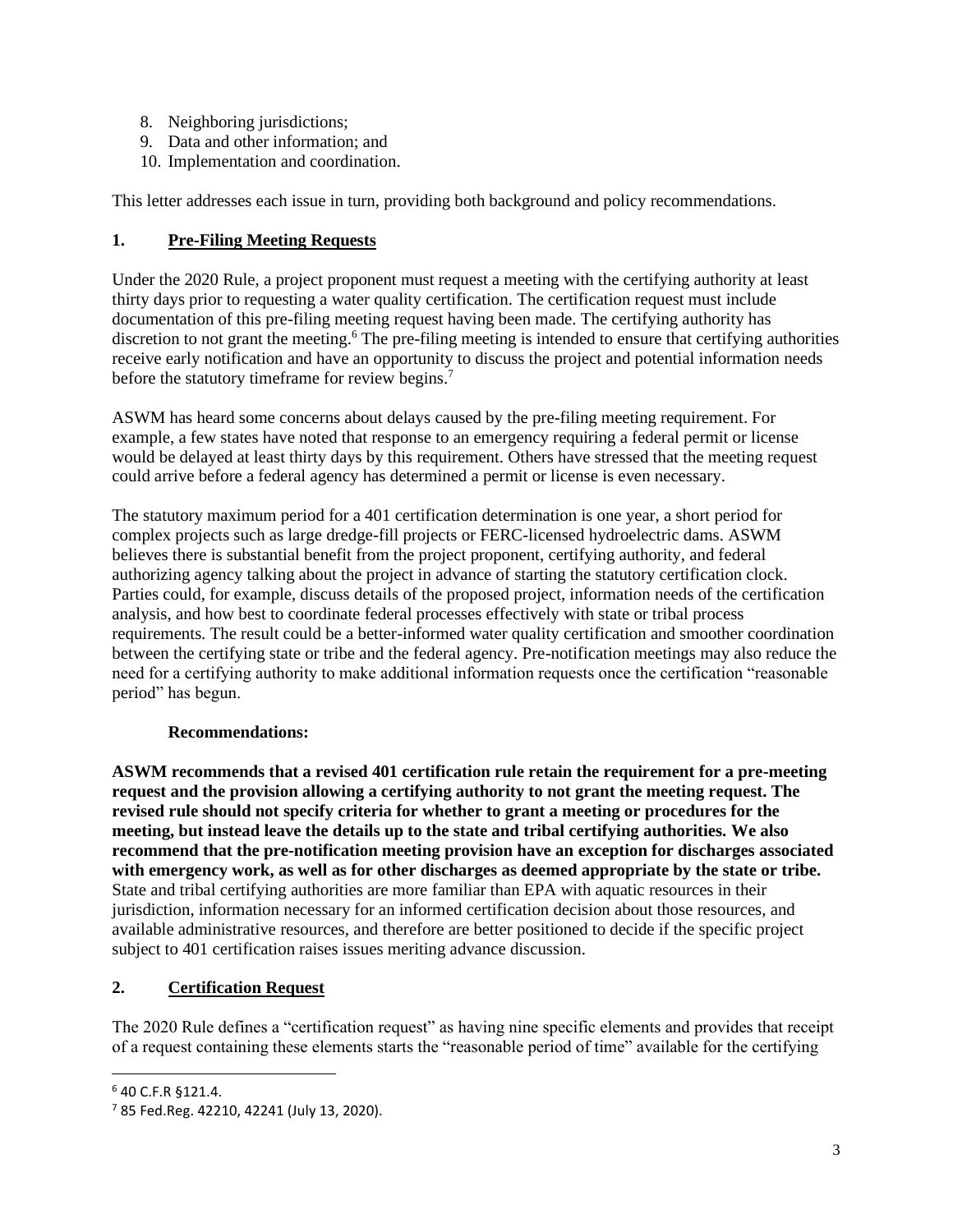8. Neighboring jurisdictions;
9. Data and other information; and
10. Implementation and coordination.

This letter addresses each issue in turn, providing both background and policy recommendations.

## 1. Pre-Filing Meeting Requests

Under the 2020 Rule, a project proponent must request a meeting with the certifying authority at least thirty days prior to requesting a water quality certification. The certification request must include documentation of this pre-filing meeting request having been made. The certifying authority has discretion to not grant the meeting.[6] The pre-filing meeting is intended to ensure that certifying authorities receive early notification and have an opportunity to discuss the project and potential information needs before the statutory timeframe for review begins.[7]

ASWM has heard some concerns about delays caused by the pre-filing meeting requirement. For example, a few states have noted that response to an emergency requiring a federal permit or license would be delayed at least thirty days by this requirement. Others have stressed that the meeting request could arrive before a federal agency has determined a permit or license is even necessary.

The statutory maximum period for a 401 certification determination is one year, a short period for complex projects such as large dredge-fill projects or FERC-licensed hydroelectric dams. ASWM believes there is substantial benefit from the project proponent, certifying authority, and federal authorizing agency talking about the project in advance of starting the statutory certification clock. Parties could, for example, discuss details of the proposed project, information needs of the certification analysis, and how best to coordinate federal processes effectively with state or tribal process requirements. The result could be a better-informed water quality certification and smoother coordination between the certifying state or tribe and the federal agency. Pre-notification meetings may also reduce the need for a certifying authority to make additional information requests once the certification "reasonable period" has begun.

**Recommendations:**

**ASWM recommends that a revised 401 certification rule retain the requirement for a pre-meeting request and the provision allowing a certifying authority to not grant the meeting request. The revised rule should not specify criteria for whether to grant a meeting or procedures for the meeting, but instead leave the details up to the state and tribal certifying authorities. We also recommend that the pre-notification meeting provision have an exception for discharges associated with emergency work, as well as for other discharges as deemed appropriate by the state or tribe.** State and tribal certifying authorities are more familiar than EPA with aquatic resources in their jurisdiction, information necessary for an informed certification decision about those resources, and available administrative resources, and therefore are better positioned to decide if the specific project subject to 401 certification raises issues meriting advance discussion.

## 2. Certification Request

The 2020 Rule defines a "certification request" as having nine specific elements and provides that receipt of a request containing these elements starts the "reasonable period of time" available for the certifying

---

[6] 40 C.F.R §121.4.

[7] 85 Fed.Reg. 42210, 42241 (July 13, 2020).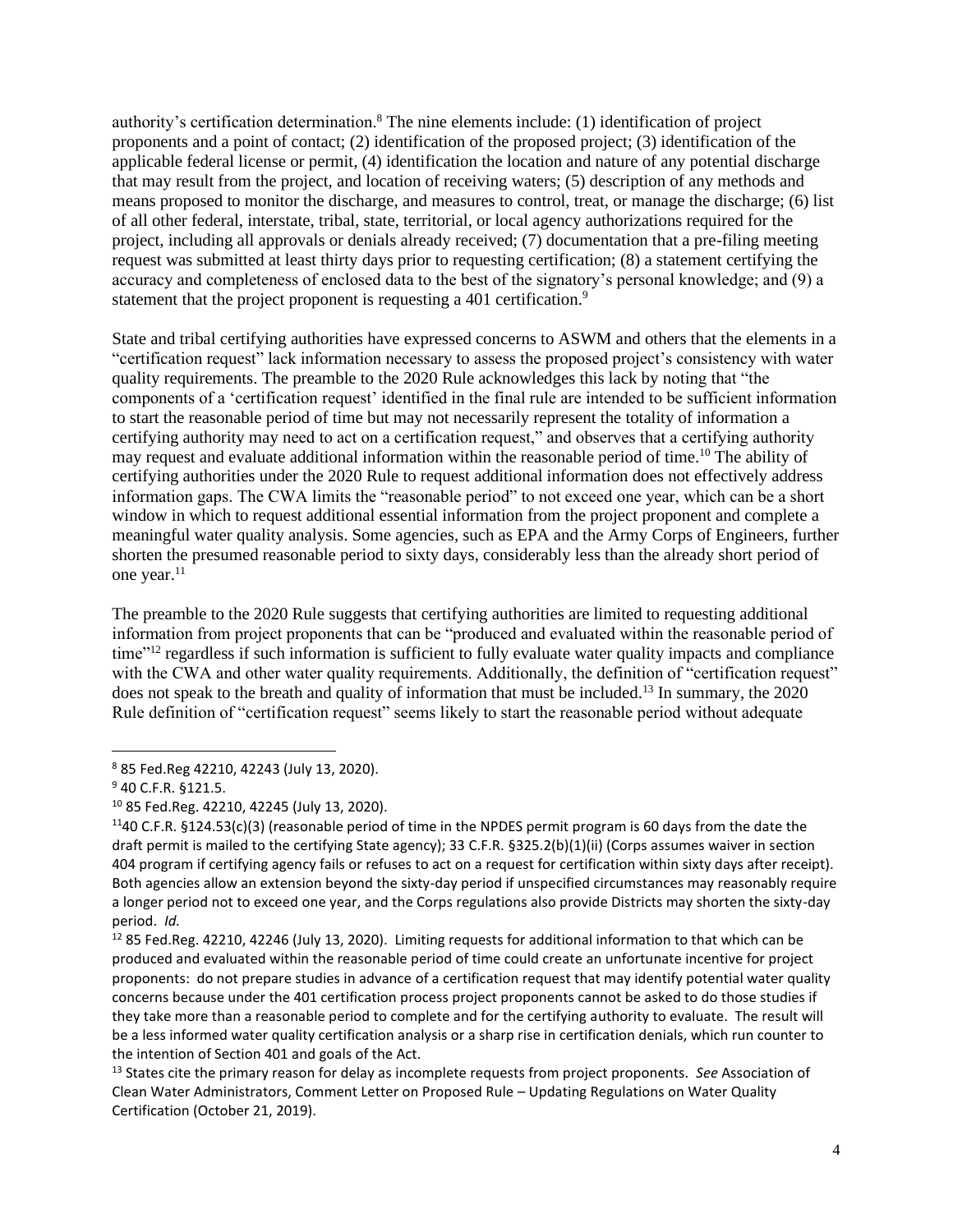authority's certification determination.[8] The nine elements include: (1) identification of project proponents and a point of contact; (2) identification of the proposed project; (3) identification of the applicable federal license or permit, (4) identification the location and nature of any potential discharge that may result from the project, and location of receiving waters; (5) description of any methods and means proposed to monitor the discharge, and measures to control, treat, or manage the discharge; (6) list of all other federal, interstate, tribal, state, territorial, or local agency authorizations required for the project, including all approvals or denials already received; (7) documentation that a pre-filing meeting request was submitted at least thirty days prior to requesting certification; (8) a statement certifying the accuracy and completeness of enclosed data to the best of the signatory's personal knowledge; and (9) a statement that the project proponent is requesting a 401 certification.[9]

State and tribal certifying authorities have expressed concerns to ASWM and others that the elements in a "certification request" lack information necessary to assess the proposed project's consistency with water quality requirements. The preamble to the 2020 Rule acknowledges this lack by noting that "the components of a 'certification request' identified in the final rule are intended to be sufficient information to start the reasonable period of time but may not necessarily represent the totality of information a certifying authority may need to act on a certification request," and observes that a certifying authority may request and evaluate additional information within the reasonable period of time.[10] The ability of certifying authorities under the 2020 Rule to request additional information does not effectively address information gaps. The CWA limits the "reasonable period" to not exceed one year, which can be a short window in which to request additional essential information from the project proponent and complete a meaningful water quality analysis. Some agencies, such as EPA and the Army Corps of Engineers, further shorten the presumed reasonable period to sixty days, considerably less than the already short period of one year.[11]

The preamble to the 2020 Rule suggests that certifying authorities are limited to requesting additional information from project proponents that can be "produced and evaluated within the reasonable period of time"[12] regardless if such information is sufficient to fully evaluate water quality impacts and compliance with the CWA and other water quality requirements. Additionally, the definition of "certification request" does not speak to the breath and quality of information that must be included.[13] In summary, the 2020 Rule definition of "certification request" seems likely to start the reasonable period without adequate

---

[8] 85 Fed.Reg 42210, 42243 (July 13, 2020).

[9] 40 C.F.R. §121.5.

[10] 85 Fed.Reg. 42210, 42245 (July 13, 2020).

[11] 40 C.F.R. §124.53(c)(3) (reasonable period of time in the NPDES permit program is 60 days from the date the draft permit is mailed to the certifying State agency); 33 C.F.R. §325.2(b)(1)(ii) (Corps assumes waiver in section 404 program if certifying agency fails or refuses to act on a request for certification within sixty days after receipt). Both agencies allow an extension beyond the sixty-day period if unspecified circumstances may reasonably require a longer period not to exceed one year, and the Corps regulations also provide Districts may shorten the sixty-day period. *Id.*

[12] 85 Fed.Reg. 42210, 42246 (July 13, 2020). Limiting requests for additional information to that which can be produced and evaluated within the reasonable period of time could create an unfortunate incentive for project proponents: do not prepare studies in advance of a certification request that may identify potential water quality concerns because under the 401 certification process project proponents cannot be asked to do those studies if they take more than a reasonable period to complete and for the certifying authority to evaluate. The result will be a less informed water quality certification analysis or a sharp rise in certification denials, which run counter to the intention of Section 401 and goals of the Act.

[13] States cite the primary reason for delay as incomplete requests from project proponents. *See* Association of Clean Water Administrators, Comment Letter on Proposed Rule – Updating Regulations on Water Quality Certification (October 21, 2019).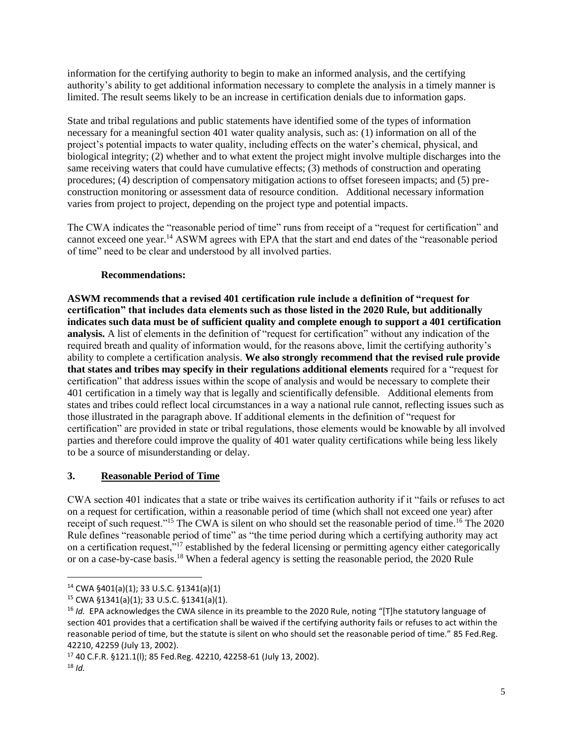information for the certifying authority to begin to make an informed analysis, and the certifying authority's ability to get additional information necessary to complete the analysis in a timely manner is limited. The result seems likely to be an increase in certification denials due to information gaps.

State and tribal regulations and public statements have identified some of the types of information necessary for a meaningful section 401 water quality analysis, such as: (1) information on all of the project's potential impacts to water quality, including effects on the water's chemical, physical, and biological integrity; (2) whether and to what extent the project might involve multiple discharges into the same receiving waters that could have cumulative effects; (3) methods of construction and operating procedures; (4) description of compensatory mitigation actions to offset foreseen impacts; and (5) pre-construction monitoring or assessment data of resource condition. Additional necessary information varies from project to project, depending on the project type and potential impacts.

The CWA indicates the "reasonable period of time" runs from receipt of a "request for certification" and cannot exceed one year.[14] ASWM agrees with EPA that the start and end dates of the "reasonable period of time" need to be clear and understood by all involved parties.

**Recommendations:**

**ASWM recommends that a revised 401 certification rule include a definition of "request for certification" that includes data elements such as those listed in the 2020 Rule, but additionally indicates such data must be of sufficient quality and complete enough to support a 401 certification analysis.** A list of elements in the definition of "request for certification" without any indication of the required breath and quality of information would, for the reasons above, limit the certifying authority's ability to complete a certification analysis. **We also strongly recommend that the revised rule provide that states and tribes may specify in their regulations additional elements** required for a "request for certification" that address issues within the scope of analysis and would be necessary to complete their 401 certification in a timely way that is legally and scientifically defensible. Additional elements from states and tribes could reflect local circumstances in a way a national rule cannot, reflecting issues such as those illustrated in the paragraph above. If additional elements in the definition of "request for certification" are provided in state or tribal regulations, those elements would be knowable by all involved parties and therefore could improve the quality of 401 water quality certifications while being less likely to be a source of misunderstanding or delay.

## 3. Reasonable Period of Time

CWA section 401 indicates that a state or tribe waives its certification authority if it "fails or refuses to act on a request for certification, within a reasonable period of time (which shall not exceed one year) after receipt of such request."[15] The CWA is silent on who should set the reasonable period of time.[16] The 2020 Rule defines "reasonable period of time" as "the time period during which a certifying authority may act on a certification request,"[17] established by the federal licensing or permitting agency either categorically or on a case-by-case basis.[18] When a federal agency is setting the reasonable period, the 2020 Rule

---

[14] CWA §401(a)(1); 33 U.S.C. §1341(a)(1)

[15] CWA §1341(a)(1); 33 U.S.C. §1341(a)(1).

[16] *Id.* EPA acknowledges the CWA silence in its preamble to the 2020 Rule, noting "[T]he statutory language of section 401 provides that a certification shall be waived if the certifying authority fails or refuses to act within the reasonable period of time, but the statute is silent on who should set the reasonable period of time." 85 Fed.Reg. 42210, 42259 (July 13, 2002).

[17] 40 C.F.R. §121.1(l); 85 Fed.Reg. 42210, 42258-61 (July 13, 2002).

[18] *Id.*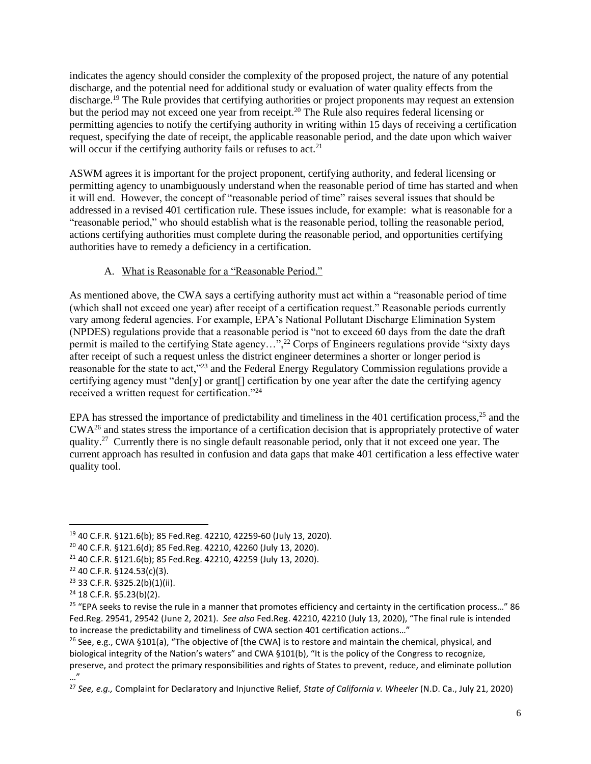indicates the agency should consider the complexity of the proposed project, the nature of any potential discharge, and the potential need for additional study or evaluation of water quality effects from the discharge.[19] The Rule provides that certifying authorities or project proponents may request an extension but the period may not exceed one year from receipt.[20] The Rule also requires federal licensing or permitting agencies to notify the certifying authority in writing within 15 days of receiving a certification request, specifying the date of receipt, the applicable reasonable period, and the date upon which waiver will occur if the certifying authority fails or refuses to act.[21]

ASWM agrees it is important for the project proponent, certifying authority, and federal licensing or permitting agency to unambiguously understand when the reasonable period of time has started and when it will end. However, the concept of "reasonable period of time" raises several issues that should be addressed in a revised 401 certification rule. These issues include, for example: what is reasonable for a "reasonable period," who should establish what is the reasonable period, tolling the reasonable period, actions certifying authorities must complete during the reasonable period, and opportunities certifying authorities have to remedy a deficiency in a certification.

### A. What is Reasonable for a "Reasonable Period."

As mentioned above, the CWA says a certifying authority must act within a "reasonable period of time (which shall not exceed one year) after receipt of a certification request." Reasonable periods currently vary among federal agencies. For example, EPA's National Pollutant Discharge Elimination System (NPDES) regulations provide that a reasonable period is "not to exceed 60 days from the date the draft permit is mailed to the certifying State agency…",[22] Corps of Engineers regulations provide "sixty days after receipt of such a request unless the district engineer determines a shorter or longer period is reasonable for the state to act,"[23] and the Federal Energy Regulatory Commission regulations provide a certifying agency must "den[y] or grant[] certification by one year after the date the certifying agency received a written request for certification."[24]

EPA has stressed the importance of predictability and timeliness in the 401 certification process,[25] and the CWA[26] and states stress the importance of a certification decision that is appropriately protective of water quality.[27] Currently there is no single default reasonable period, only that it not exceed one year. The current approach has resulted in confusion and data gaps that make 401 certification a less effective water quality tool.

---

[19] 40 C.F.R. §121.6(b); 85 Fed.Reg. 42210, 42259-60 (July 13, 2020).

[20] 40 C.F.R. §121.6(d); 85 Fed.Reg. 42210, 42260 (July 13, 2020).

[21] 40 C.F.R. §121.6(b); 85 Fed.Reg. 42210, 42259 (July 13, 2020).

[22] 40 C.F.R. §124.53(c)(3).

[23] 33 C.F.R. §325.2(b)(1)(ii).

[24] 18 C.F.R. §5.23(b)(2).

[25] "EPA seeks to revise the rule in a manner that promotes efficiency and certainty in the certification process…" 86 Fed.Reg. 29541, 29542 (June 2, 2021). *See also* Fed.Reg. 42210, 42210 (July 13, 2020), "The final rule is intended to increase the predictability and timeliness of CWA section 401 certification actions…"

[26] See, e.g., CWA §101(a), "The objective of [the CWA] is to restore and maintain the chemical, physical, and biological integrity of the Nation's waters" and CWA §101(b), "It is the policy of the Congress to recognize, preserve, and protect the primary responsibilities and rights of States to prevent, reduce, and eliminate pollution …"

[27] *See, e.g.,* Complaint for Declaratory and Injunctive Relief, *State of California v. Wheeler* (N.D. Ca., July 21, 2020)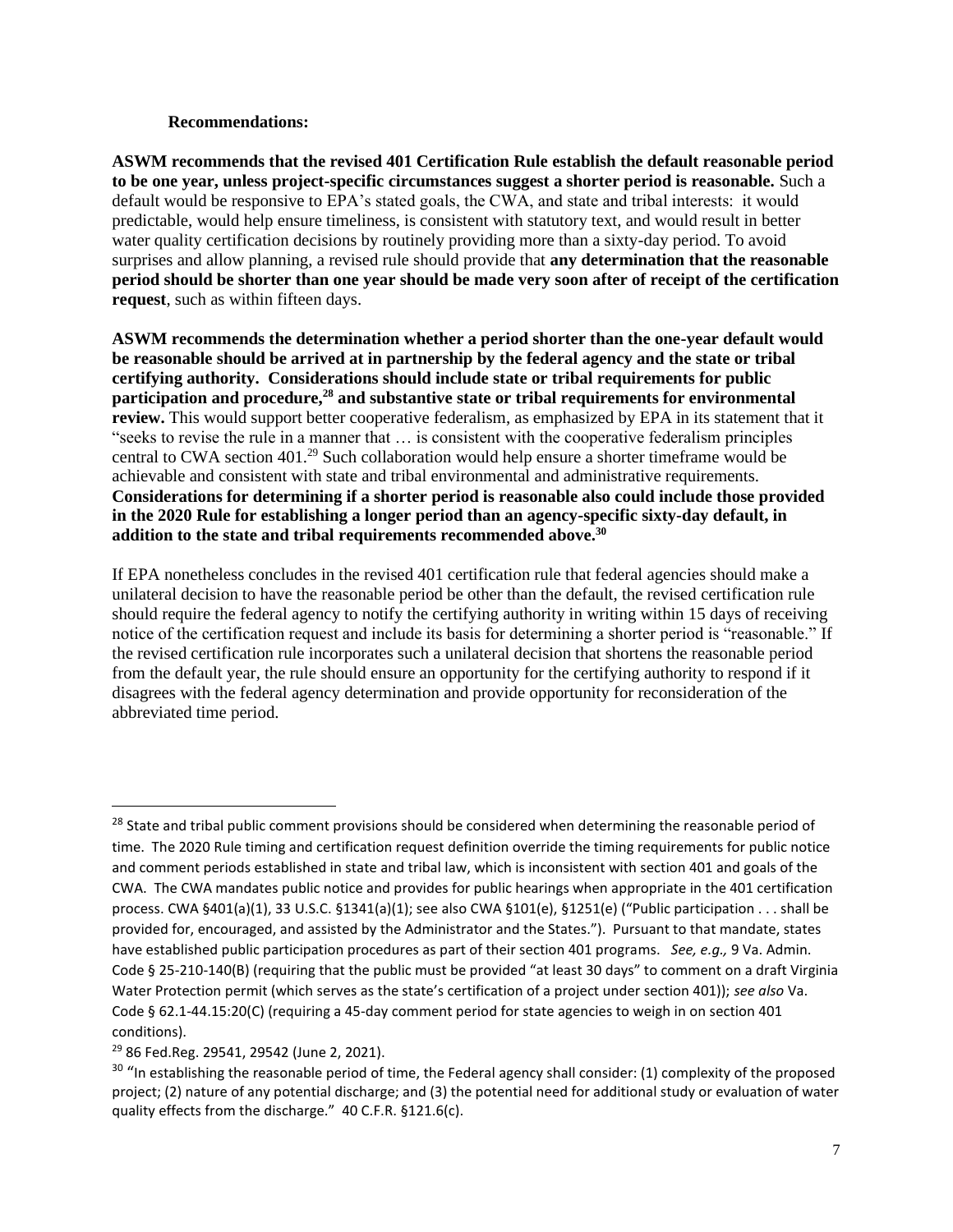**Recommendations:**

**ASWM recommends that the revised 401 Certification Rule establish the default reasonable period to be one year, unless project-specific circumstances suggest a shorter period is reasonable.** Such a default would be responsive to EPA's stated goals, the CWA, and state and tribal interests: it would predictable, would help ensure timeliness, is consistent with statutory text, and would result in better water quality certification decisions by routinely providing more than a sixty-day period. To avoid surprises and allow planning, a revised rule should provide that **any determination that the reasonable period should be shorter than one year should be made very soon after of receipt of the certification request**, such as within fifteen days.

**ASWM recommends the determination whether a period shorter than the one-year default would be reasonable should be arrived at in partnership by the federal agency and the state or tribal certifying authority. Considerations should include state or tribal requirements for public participation and procedure,[28] and substantive state or tribal requirements for environmental review.** This would support better cooperative federalism, as emphasized by EPA in its statement that it "seeks to revise the rule in a manner that … is consistent with the cooperative federalism principles central to CWA section 401.[29] Such collaboration would help ensure a shorter timeframe would be achievable and consistent with state and tribal environmental and administrative requirements. **Considerations for determining if a shorter period is reasonable also could include those provided in the 2020 Rule for establishing a longer period than an agency-specific sixty-day default, in addition to the state and tribal requirements recommended above.[30]**

If EPA nonetheless concludes in the revised 401 certification rule that federal agencies should make a unilateral decision to have the reasonable period be other than the default, the revised certification rule should require the federal agency to notify the certifying authority in writing within 15 days of receiving notice of the certification request and include its basis for determining a shorter period is "reasonable." If the revised certification rule incorporates such a unilateral decision that shortens the reasonable period from the default year, the rule should ensure an opportunity for the certifying authority to respond if it disagrees with the federal agency determination and provide opportunity for reconsideration of the abbreviated time period.

---

[28] State and tribal public comment provisions should be considered when determining the reasonable period of time. The 2020 Rule timing and certification request definition override the timing requirements for public notice and comment periods established in state and tribal law, which is inconsistent with section 401 and goals of the CWA. The CWA mandates public notice and provides for public hearings when appropriate in the 401 certification process. CWA §401(a)(1), 33 U.S.C. §1341(a)(1); see also CWA §101(e), §1251(e) ("Public participation . . . shall be provided for, encouraged, and assisted by the Administrator and the States."). Pursuant to that mandate, states have established public participation procedures as part of their section 401 programs. *See, e.g.,* 9 Va. Admin. Code § 25-210-140(B) (requiring that the public must be provided "at least 30 days" to comment on a draft Virginia Water Protection permit (which serves as the state's certification of a project under section 401)); *see also* Va. Code § 62.1-44.15:20(C) (requiring a 45-day comment period for state agencies to weigh in on section 401 conditions).

[29] 86 Fed.Reg. 29541, 29542 (June 2, 2021).

[30] "In establishing the reasonable period of time, the Federal agency shall consider: (1) complexity of the proposed project; (2) nature of any potential discharge; and (3) the potential need for additional study or evaluation of water quality effects from the discharge." 40 C.F.R. §121.6(c).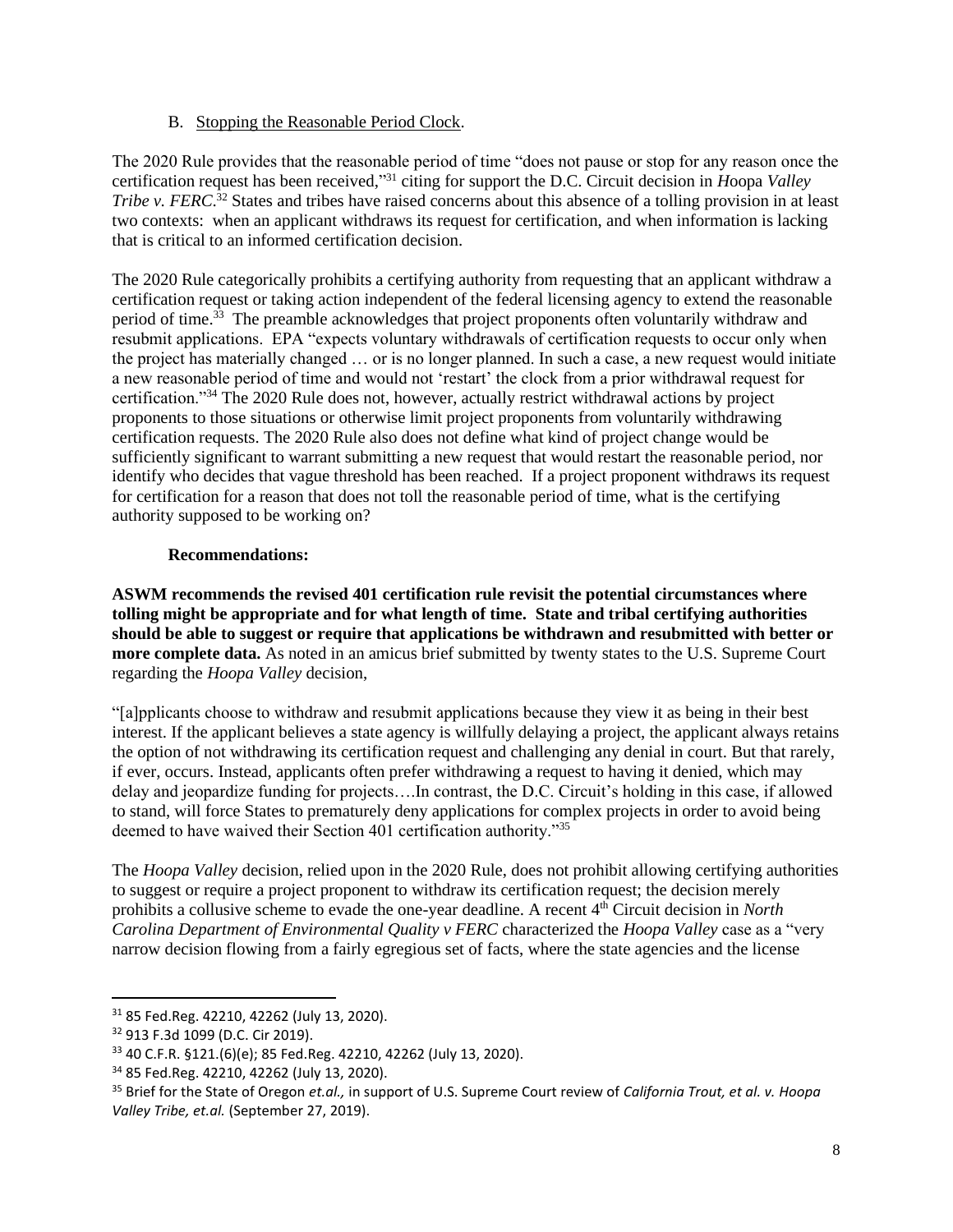### B. Stopping the Reasonable Period Clock.

The 2020 Rule provides that the reasonable period of time "does not pause or stop for any reason once the certification request has been received,"[31] citing for support the D.C. Circuit decision in *Hoopa Valley Tribe v. FERC*.[32] States and tribes have raised concerns about this absence of a tolling provision in at least two contexts: when an applicant withdraws its request for certification, and when information is lacking that is critical to an informed certification decision.

The 2020 Rule categorically prohibits a certifying authority from requesting that an applicant withdraw a certification request or taking action independent of the federal licensing agency to extend the reasonable period of time.[33] The preamble acknowledges that project proponents often voluntarily withdraw and resubmit applications. EPA "expects voluntary withdrawals of certification requests to occur only when the project has materially changed … or is no longer planned. In such a case, a new request would initiate a new reasonable period of time and would not 'restart' the clock from a prior withdrawal request for certification."[34] The 2020 Rule does not, however, actually restrict withdrawal actions by project proponents to those situations or otherwise limit project proponents from voluntarily withdrawing certification requests. The 2020 Rule also does not define what kind of project change would be sufficiently significant to warrant submitting a new request that would restart the reasonable period, nor identify who decides that vague threshold has been reached. If a project proponent withdraws its request for certification for a reason that does not toll the reasonable period of time, what is the certifying authority supposed to be working on?

**Recommendations:**

**ASWM recommends the revised 401 certification rule revisit the potential circumstances where tolling might be appropriate and for what length of time. State and tribal certifying authorities should be able to suggest or require that applications be withdrawn and resubmitted with better or more complete data.** As noted in an amicus brief submitted by twenty states to the U.S. Supreme Court regarding the *Hoopa Valley* decision,

"[a]pplicants choose to withdraw and resubmit applications because they view it as being in their best interest. If the applicant believes a state agency is willfully delaying a project, the applicant always retains the option of not withdrawing its certification request and challenging any denial in court. But that rarely, if ever, occurs. Instead, applicants often prefer withdrawing a request to having it denied, which may delay and jeopardize funding for projects….In contrast, the D.C. Circuit's holding in this case, if allowed to stand, will force States to prematurely deny applications for complex projects in order to avoid being deemed to have waived their Section 401 certification authority."[35]

The *Hoopa Valley* decision, relied upon in the 2020 Rule, does not prohibit allowing certifying authorities to suggest or require a project proponent to withdraw its certification request; the decision merely prohibits a collusive scheme to evade the one-year deadline. A recent 4th Circuit decision in *North Carolina Department of Environmental Quality v FERC* characterized the *Hoopa Valley* case as a "very narrow decision flowing from a fairly egregious set of facts, where the state agencies and the license

---

[31] 85 Fed.Reg. 42210, 42262 (July 13, 2020).

[32] 913 F.3d 1099 (D.C. Cir 2019).

[33] 40 C.F.R. §121.(6)(e); 85 Fed.Reg. 42210, 42262 (July 13, 2020).

[34] 85 Fed.Reg. 42210, 42262 (July 13, 2020).

[35] Brief for the State of Oregon *et.al.,* in support of U.S. Supreme Court review of *California Trout, et al. v. Hoopa Valley Tribe, et.al.* (September 27, 2019).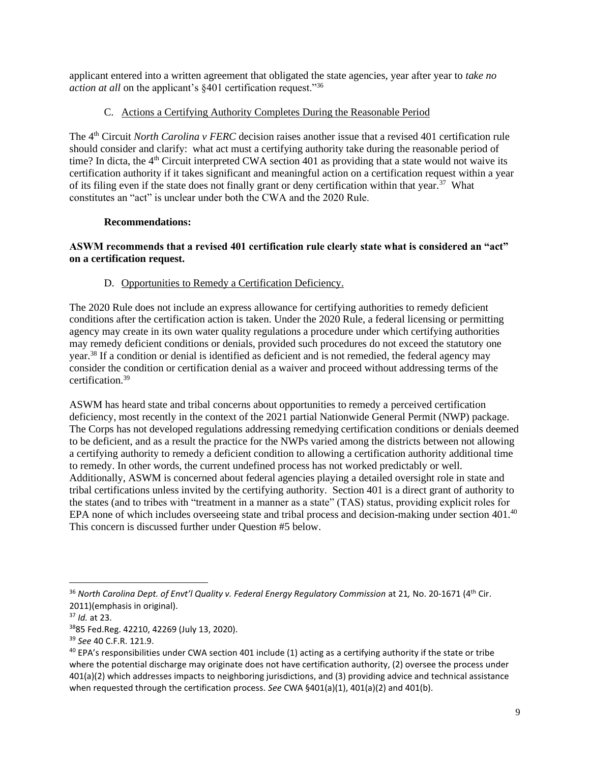applicant entered into a written agreement that obligated the state agencies, year after year to *take no action at all* on the applicant's §401 certification request."[36]

### C. Actions a Certifying Authority Completes During the Reasonable Period

The 4th Circuit *North Carolina v FERC* decision raises another issue that a revised 401 certification rule should consider and clarify: what act must a certifying authority take during the reasonable period of time? In dicta, the 4th Circuit interpreted CWA section 401 as providing that a state would not waive its certification authority if it takes significant and meaningful action on a certification request within a year of its filing even if the state does not finally grant or deny certification within that year.[37] What constitutes an "act" is unclear under both the CWA and the 2020 Rule.

**Recommendations:**

**ASWM recommends that a revised 401 certification rule clearly state what is considered an "act" on a certification request.**

### D. Opportunities to Remedy a Certification Deficiency.

The 2020 Rule does not include an express allowance for certifying authorities to remedy deficient conditions after the certification action is taken. Under the 2020 Rule, a federal licensing or permitting agency may create in its own water quality regulations a procedure under which certifying authorities may remedy deficient conditions or denials, provided such procedures do not exceed the statutory one year.[38] If a condition or denial is identified as deficient and is not remedied, the federal agency may consider the condition or certification denial as a waiver and proceed without addressing terms of the certification.[39]

ASWM has heard state and tribal concerns about opportunities to remedy a perceived certification deficiency, most recently in the context of the 2021 partial Nationwide General Permit (NWP) package. The Corps has not developed regulations addressing remedying certification conditions or denials deemed to be deficient, and as a result the practice for the NWPs varied among the districts between not allowing a certifying authority to remedy a deficient condition to allowing a certification authority additional time to remedy. In other words, the current undefined process has not worked predictably or well. Additionally, ASWM is concerned about federal agencies playing a detailed oversight role in state and tribal certifications unless invited by the certifying authority. Section 401 is a direct grant of authority to the states (and to tribes with "treatment in a manner as a state" (TAS) status, providing explicit roles for EPA none of which includes overseeing state and tribal process and decision-making under section 401.[40] This concern is discussed further under Question #5 below.

---

[36] *North Carolina Dept. of Envt'l Quality v. Federal Energy Regulatory Commission* at 21*,* No. 20-1671 (4th Cir. 2011)(emphasis in original).

[37] *Id.* at 23.

[38] 85 Fed.Reg. 42210, 42269 (July 13, 2020).

[39] *See* 40 C.F.R. 121.9.

[40] EPA's responsibilities under CWA section 401 include (1) acting as a certifying authority if the state or tribe where the potential discharge may originate does not have certification authority, (2) oversee the process under 401(a)(2) which addresses impacts to neighboring jurisdictions, and (3) providing advice and technical assistance when requested through the certification process. *See* CWA §401(a)(1), 401(a)(2) and 401(b).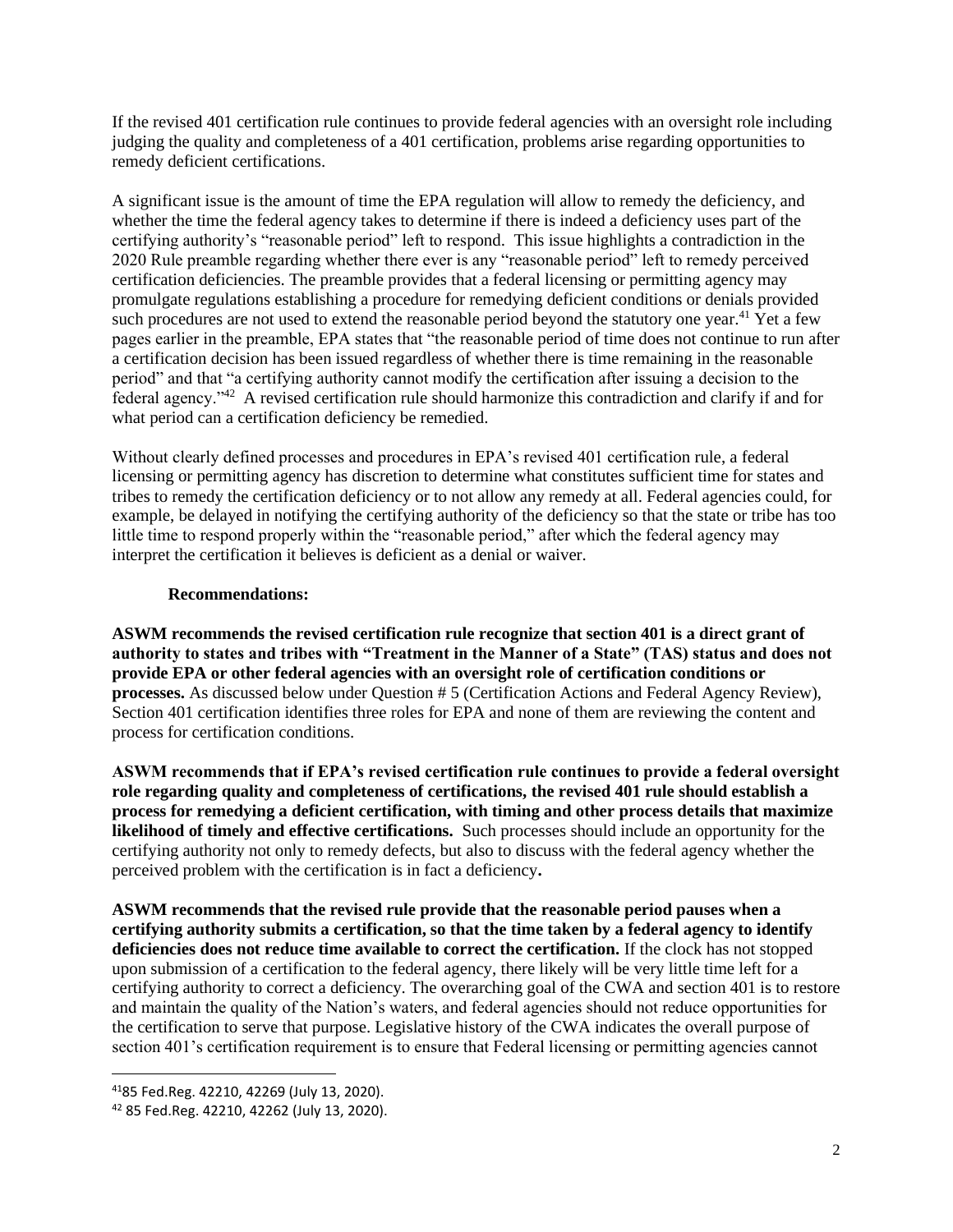If the revised 401 certification rule continues to provide federal agencies with an oversight role including judging the quality and completeness of a 401 certification, problems arise regarding opportunities to remedy deficient certifications.

A significant issue is the amount of time the EPA regulation will allow to remedy the deficiency, and whether the time the federal agency takes to determine if there is indeed a deficiency uses part of the certifying authority's "reasonable period" left to respond. This issue highlights a contradiction in the 2020 Rule preamble regarding whether there ever is any "reasonable period" left to remedy perceived certification deficiencies. The preamble provides that a federal licensing or permitting agency may promulgate regulations establishing a procedure for remedying deficient conditions or denials provided such procedures are not used to extend the reasonable period beyond the statutory one year.[41] Yet a few pages earlier in the preamble, EPA states that "the reasonable period of time does not continue to run after a certification decision has been issued regardless of whether there is time remaining in the reasonable period" and that "a certifying authority cannot modify the certification after issuing a decision to the federal agency."[42] A revised certification rule should harmonize this contradiction and clarify if and for what period can a certification deficiency be remedied.

Without clearly defined processes and procedures in EPA's revised 401 certification rule, a federal licensing or permitting agency has discretion to determine what constitutes sufficient time for states and tribes to remedy the certification deficiency or to not allow any remedy at all. Federal agencies could, for example, be delayed in notifying the certifying authority of the deficiency so that the state or tribe has too little time to respond properly within the "reasonable period," after which the federal agency may interpret the certification it believes is deficient as a denial or waiver.

**Recommendations:**

**ASWM recommends the revised certification rule recognize that section 401 is a direct grant of authority to states and tribes with "Treatment in the Manner of a State" (TAS) status and does not provide EPA or other federal agencies with an oversight role of certification conditions or processes.** As discussed below under Question # 5 (Certification Actions and Federal Agency Review), Section 401 certification identifies three roles for EPA and none of them are reviewing the content and process for certification conditions.

**ASWM recommends that if EPA's revised certification rule continues to provide a federal oversight role regarding quality and completeness of certifications, the revised 401 rule should establish a process for remedying a deficient certification, with timing and other process details that maximize likelihood of timely and effective certifications.** Such processes should include an opportunity for the certifying authority not only to remedy defects, but also to discuss with the federal agency whether the perceived problem with the certification is in fact a deficiency**.**

**ASWM recommends that the revised rule provide that the reasonable period pauses when a certifying authority submits a certification, so that the time taken by a federal agency to identify deficiencies does not reduce time available to correct the certification.** If the clock has not stopped upon submission of a certification to the federal agency, there likely will be very little time left for a certifying authority to correct a deficiency. The overarching goal of the CWA and section 401 is to restore and maintain the quality of the Nation's waters, and federal agencies should not reduce opportunities for the certification to serve that purpose. Legislative history of the CWA indicates the overall purpose of section 401's certification requirement is to ensure that Federal licensing or permitting agencies cannot

---

[41] 85 Fed.Reg. 42210, 42269 (July 13, 2020).

[42] 85 Fed.Reg. 42210, 42262 (July 13, 2020).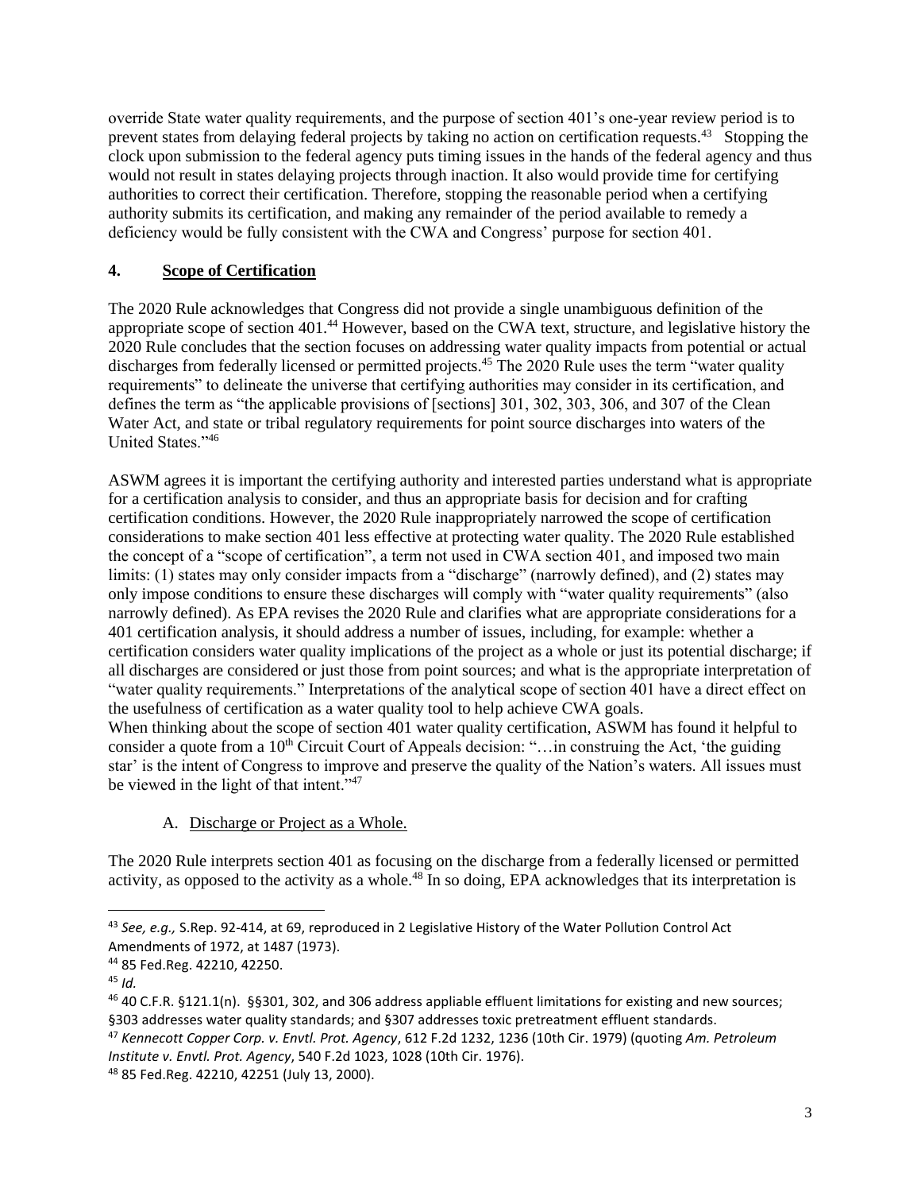override State water quality requirements, and the purpose of section 401's one-year review period is to prevent states from delaying federal projects by taking no action on certification requests.[43] Stopping the clock upon submission to the federal agency puts timing issues in the hands of the federal agency and thus would not result in states delaying projects through inaction. It also would provide time for certifying authorities to correct their certification. Therefore, stopping the reasonable period when a certifying authority submits its certification, and making any remainder of the period available to remedy a deficiency would be fully consistent with the CWA and Congress' purpose for section 401.

## 4. **Scope of Certification**

The 2020 Rule acknowledges that Congress did not provide a single unambiguous definition of the appropriate scope of section 401.[44] However, based on the CWA text, structure, and legislative history the 2020 Rule concludes that the section focuses on addressing water quality impacts from potential or actual discharges from federally licensed or permitted projects.[45] The 2020 Rule uses the term "water quality requirements" to delineate the universe that certifying authorities may consider in its certification, and defines the term as "the applicable provisions of [sections] 301, 302, 303, 306, and 307 of the Clean Water Act, and state or tribal regulatory requirements for point source discharges into waters of the United States."[46]

ASWM agrees it is important the certifying authority and interested parties understand what is appropriate for a certification analysis to consider, and thus an appropriate basis for decision and for crafting certification conditions. However, the 2020 Rule inappropriately narrowed the scope of certification considerations to make section 401 less effective at protecting water quality. The 2020 Rule established the concept of a "scope of certification", a term not used in CWA section 401, and imposed two main limits: (1) states may only consider impacts from a "discharge" (narrowly defined), and (2) states may only impose conditions to ensure these discharges will comply with "water quality requirements" (also narrowly defined). As EPA revises the 2020 Rule and clarifies what are appropriate considerations for a 401 certification analysis, it should address a number of issues, including, for example: whether a certification considers water quality implications of the project as a whole or just its potential discharge; if all discharges are considered or just those from point sources; and what is the appropriate interpretation of "water quality requirements." Interpretations of the analytical scope of section 401 have a direct effect on the usefulness of certification as a water quality tool to help achieve CWA goals.

When thinking about the scope of section 401 water quality certification, ASWM has found it helpful to consider a quote from a 10th Circuit Court of Appeals decision: "…in construing the Act, 'the guiding star' is the intent of Congress to improve and preserve the quality of the Nation's waters. All issues must be viewed in the light of that intent."[47]

### A. Discharge or Project as a Whole.

The 2020 Rule interprets section 401 as focusing on the discharge from a federally licensed or permitted activity, as opposed to the activity as a whole.[48] In so doing, EPA acknowledges that its interpretation is

---

[43] *See, e.g.,* S.Rep. 92-414, at 69, reproduced in 2 Legislative History of the Water Pollution Control Act Amendments of 1972, at 1487 (1973).

[44] 85 Fed.Reg. 42210, 42250.

[45] *Id.*

[46] 40 C.F.R. §121.1(n). §§301, 302, and 306 address appliable effluent limitations for existing and new sources; §303 addresses water quality standards; and §307 addresses toxic pretreatment effluent standards.

[47] *Kennecott Copper Corp. v. Envtl. Prot. Agency*, 612 F.2d 1232, 1236 (10th Cir. 1979) (quoting *Am. Petroleum Institute v. Envtl. Prot. Agency*, 540 F.2d 1023, 1028 (10th Cir. 1976).

[48] 85 Fed.Reg. 42210, 42251 (July 13, 2000).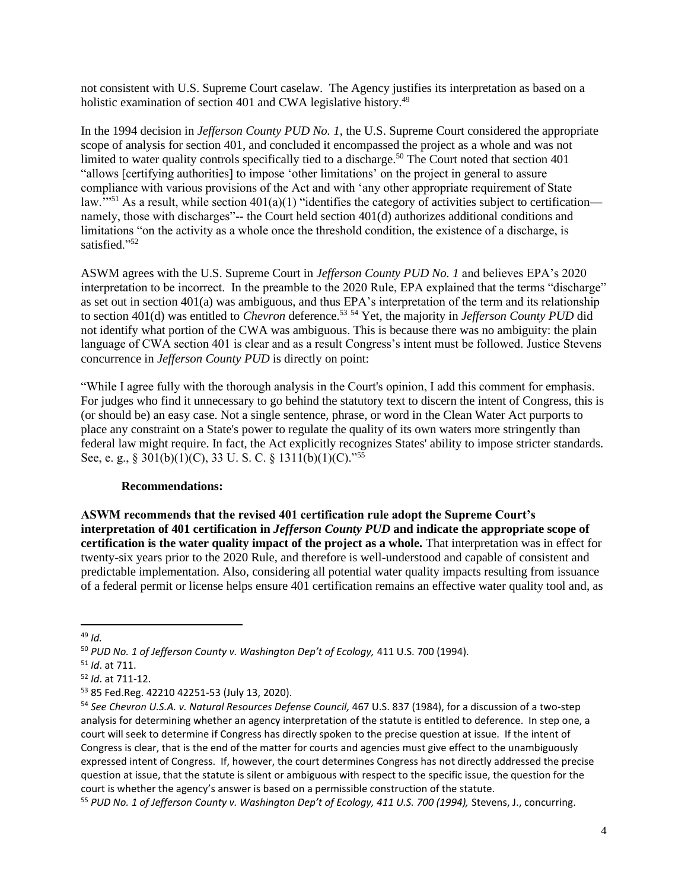not consistent with U.S. Supreme Court caselaw. The Agency justifies its interpretation as based on a holistic examination of section 401 and CWA legislative history.[49]

In the 1994 decision in *Jefferson County PUD No. 1*, the U.S. Supreme Court considered the appropriate scope of analysis for section 401, and concluded it encompassed the project as a whole and was not limited to water quality controls specifically tied to a discharge.[50] The Court noted that section 401 "allows [certifying authorities] to impose 'other limitations' on the project in general to assure compliance with various provisions of the Act and with 'any other appropriate requirement of State law.'"[51] As a result, while section 401(a)(1) "identifies the category of activities subject to certification—namely, those with discharges"-- the Court held section 401(d) authorizes additional conditions and limitations "on the activity as a whole once the threshold condition, the existence of a discharge, is satisfied."[52]

ASWM agrees with the U.S. Supreme Court in *Jefferson County PUD No. 1* and believes EPA's 2020 interpretation to be incorrect. In the preamble to the 2020 Rule, EPA explained that the terms "discharge" as set out in section 401(a) was ambiguous, and thus EPA's interpretation of the term and its relationship to section 401(d) was entitled to *Chevron* deference.[53] [54] Yet, the majority in *Jefferson County PUD* did not identify what portion of the CWA was ambiguous. This is because there was no ambiguity: the plain language of CWA section 401 is clear and as a result Congress's intent must be followed. Justice Stevens concurrence in *Jefferson County PUD* is directly on point:

"While I agree fully with the thorough analysis in the Court's opinion, I add this comment for emphasis. For judges who find it unnecessary to go behind the statutory text to discern the intent of Congress, this is (or should be) an easy case. Not a single sentence, phrase, or word in the Clean Water Act purports to place any constraint on a State's power to regulate the quality of its own waters more stringently than federal law might require. In fact, the Act explicitly recognizes States' ability to impose stricter standards. See, e. g., § 301(b)(1)(C), 33 U. S. C. § 1311(b)(1)(C)."[55]

**Recommendations:**

**ASWM recommends that the revised 401 certification rule adopt the Supreme Court's interpretation of 401 certification in *Jefferson County PUD* and indicate the appropriate scope of certification is the water quality impact of the project as a whole.** That interpretation was in effect for twenty-six years prior to the 2020 Rule, and therefore is well-understood and capable of consistent and predictable implementation. Also, considering all potential water quality impacts resulting from issuance of a federal permit or license helps ensure 401 certification remains an effective water quality tool and, as

---

[49] *Id.*

[50] *PUD No. 1 of Jefferson County v. Washington Dep't of Ecology,* 411 U.S. 700 (1994).

[51] *Id*. at 711.

[52] *Id*. at 711-12.

[53] 85 Fed.Reg. 42210 42251-53 (July 13, 2020).

[54] *See Chevron U.S.A. v. Natural Resources Defense Council,* 467 U.S. 837 (1984), for a discussion of a two-step analysis for determining whether an agency interpretation of the statute is entitled to deference. In step one, a court will seek to determine if Congress has directly spoken to the precise question at issue. If the intent of Congress is clear, that is the end of the matter for courts and agencies must give effect to the unambiguously expressed intent of Congress. If, however, the court determines Congress has not directly addressed the precise question at issue, that the statute is silent or ambiguous with respect to the specific issue, the question for the court is whether the agency's answer is based on a permissible construction of the statute.

[55] *PUD No. 1 of Jefferson County v. Washington Dep't of Ecology, 411 U.S. 700 (1994),* Stevens, J., concurring.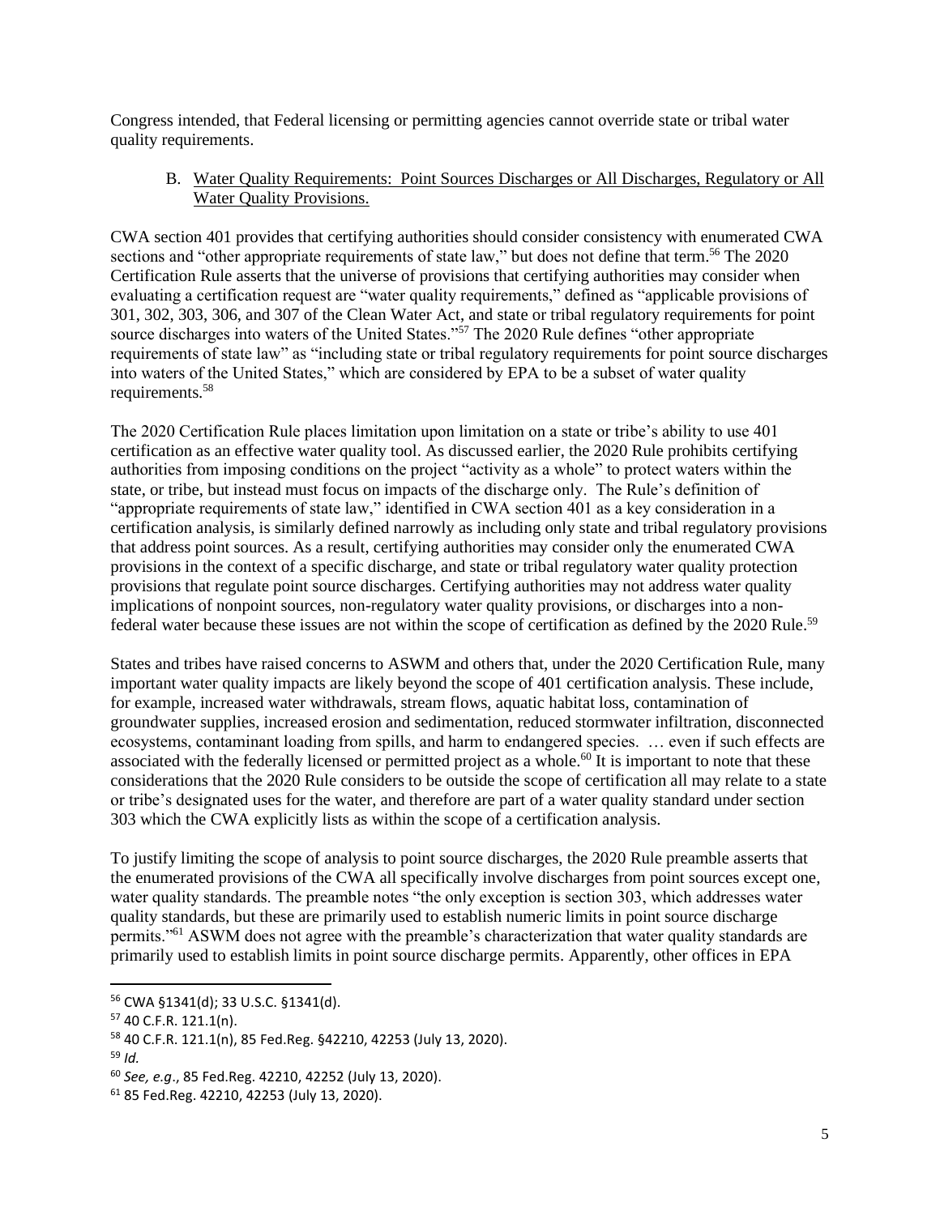Congress intended, that Federal licensing or permitting agencies cannot override state or tribal water quality requirements.

### B. Water Quality Requirements: Point Sources Discharges or All Discharges, Regulatory or All Water Quality Provisions.

CWA section 401 provides that certifying authorities should consider consistency with enumerated CWA sections and "other appropriate requirements of state law," but does not define that term.[56] The 2020 Certification Rule asserts that the universe of provisions that certifying authorities may consider when evaluating a certification request are "water quality requirements," defined as "applicable provisions of 301, 302, 303, 306, and 307 of the Clean Water Act, and state or tribal regulatory requirements for point source discharges into waters of the United States."[57] The 2020 Rule defines "other appropriate requirements of state law" as "including state or tribal regulatory requirements for point source discharges into waters of the United States," which are considered by EPA to be a subset of water quality requirements.[58]

The 2020 Certification Rule places limitation upon limitation on a state or tribe's ability to use 401 certification as an effective water quality tool. As discussed earlier, the 2020 Rule prohibits certifying authorities from imposing conditions on the project "activity as a whole" to protect waters within the state, or tribe, but instead must focus on impacts of the discharge only. The Rule's definition of "appropriate requirements of state law," identified in CWA section 401 as a key consideration in a certification analysis, is similarly defined narrowly as including only state and tribal regulatory provisions that address point sources. As a result, certifying authorities may consider only the enumerated CWA provisions in the context of a specific discharge, and state or tribal regulatory water quality protection provisions that regulate point source discharges. Certifying authorities may not address water quality implications of nonpoint sources, non-regulatory water quality provisions, or discharges into a non-federal water because these issues are not within the scope of certification as defined by the 2020 Rule.[59]

States and tribes have raised concerns to ASWM and others that, under the 2020 Certification Rule, many important water quality impacts are likely beyond the scope of 401 certification analysis. These include, for example, increased water withdrawals, stream flows, aquatic habitat loss, contamination of groundwater supplies, increased erosion and sedimentation, reduced stormwater infiltration, disconnected ecosystems, contaminant loading from spills, and harm to endangered species. … even if such effects are associated with the federally licensed or permitted project as a whole.[60] It is important to note that these considerations that the 2020 Rule considers to be outside the scope of certification all may relate to a state or tribe's designated uses for the water, and therefore are part of a water quality standard under section 303 which the CWA explicitly lists as within the scope of a certification analysis.

To justify limiting the scope of analysis to point source discharges, the 2020 Rule preamble asserts that the enumerated provisions of the CWA all specifically involve discharges from point sources except one, water quality standards. The preamble notes "the only exception is section 303, which addresses water quality standards, but these are primarily used to establish numeric limits in point source discharge permits."[61] ASWM does not agree with the preamble's characterization that water quality standards are primarily used to establish limits in point source discharge permits. Apparently, other offices in EPA

---

[56] CWA §1341(d); 33 U.S.C. §1341(d).

[57] 40 C.F.R. 121.1(n).

[58] 40 C.F.R. 121.1(n), 85 Fed.Reg. §42210, 42253 (July 13, 2020).

[59] *Id.*

[60] *See, e.g*., 85 Fed.Reg. 42210, 42252 (July 13, 2020).

[61] 85 Fed.Reg. 42210, 42253 (July 13, 2020).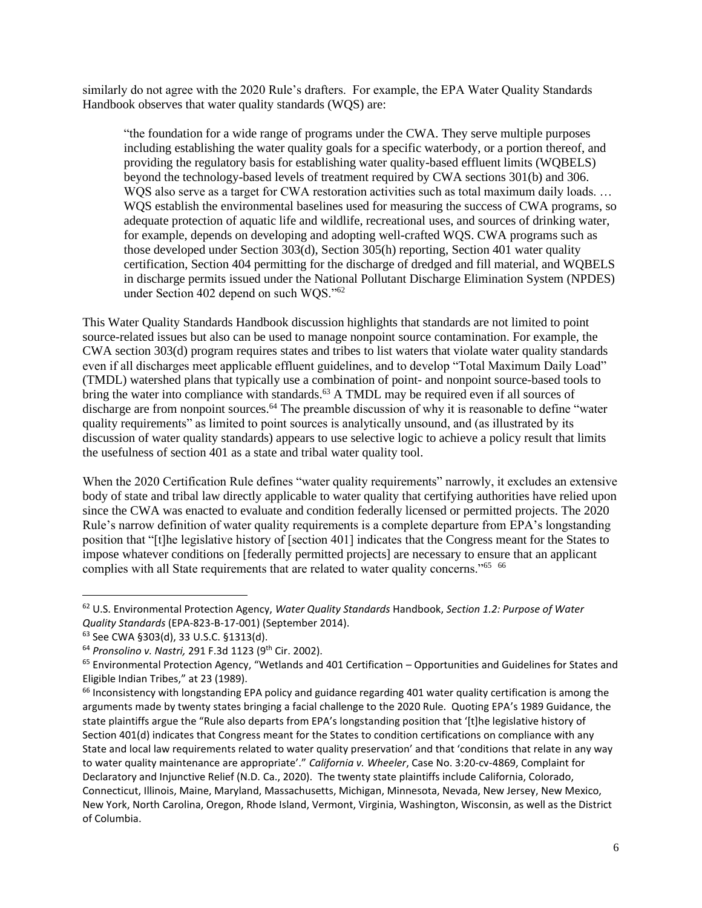similarly do not agree with the 2020 Rule's drafters. For example, the EPA Water Quality Standards Handbook observes that water quality standards (WQS) are:

> "the foundation for a wide range of programs under the CWA. They serve multiple purposes including establishing the water quality goals for a specific waterbody, or a portion thereof, and providing the regulatory basis for establishing water quality-based effluent limits (WQBELS) beyond the technology-based levels of treatment required by CWA sections 301(b) and 306. WQS also serve as a target for CWA restoration activities such as total maximum daily loads. … WQS establish the environmental baselines used for measuring the success of CWA programs, so adequate protection of aquatic life and wildlife, recreational uses, and sources of drinking water, for example, depends on developing and adopting well-crafted WQS. CWA programs such as those developed under Section 303(d), Section 305(h) reporting, Section 401 water quality certification, Section 404 permitting for the discharge of dredged and fill material, and WQBELS in discharge permits issued under the National Pollutant Discharge Elimination System (NPDES) under Section 402 depend on such WQS."[62]

This Water Quality Standards Handbook discussion highlights that standards are not limited to point source-related issues but also can be used to manage nonpoint source contamination. For example, the CWA section 303(d) program requires states and tribes to list waters that violate water quality standards even if all discharges meet applicable effluent guidelines, and to develop "Total Maximum Daily Load" (TMDL) watershed plans that typically use a combination of point- and nonpoint source-based tools to bring the water into compliance with standards.[63] A TMDL may be required even if all sources of discharge are from nonpoint sources.[64] The preamble discussion of why it is reasonable to define "water quality requirements" as limited to point sources is analytically unsound, and (as illustrated by its discussion of water quality standards) appears to use selective logic to achieve a policy result that limits the usefulness of section 401 as a state and tribal water quality tool.

When the 2020 Certification Rule defines "water quality requirements" narrowly, it excludes an extensive body of state and tribal law directly applicable to water quality that certifying authorities have relied upon since the CWA was enacted to evaluate and condition federally licensed or permitted projects. The 2020 Rule's narrow definition of water quality requirements is a complete departure from EPA's longstanding position that "[t]he legislative history of [section 401] indicates that the Congress meant for the States to impose whatever conditions on [federally permitted projects] are necessary to ensure that an applicant complies with all State requirements that are related to water quality concerns."[65] [66]

---

[62] U.S. Environmental Protection Agency, *Water Quality Standards* Handbook, *Section 1.2: Purpose of Water Quality Standards* (EPA-823-B-17-001) (September 2014).

[63] See CWA §303(d), 33 U.S.C. §1313(d).

[64] *Pronsolino v. Nastri,* 291 F.3d 1123 (9th Cir. 2002).

[65] Environmental Protection Agency, "Wetlands and 401 Certification – Opportunities and Guidelines for States and Eligible Indian Tribes," at 23 (1989).

[66] Inconsistency with longstanding EPA policy and guidance regarding 401 water quality certification is among the arguments made by twenty states bringing a facial challenge to the 2020 Rule. Quoting EPA's 1989 Guidance, the state plaintiffs argue the "Rule also departs from EPA's longstanding position that '[t]he legislative history of Section 401(d) indicates that Congress meant for the States to condition certifications on compliance with any State and local law requirements related to water quality preservation' and that 'conditions that relate in any way to water quality maintenance are appropriate'." *California v. Wheeler*, Case No. 3:20-cv-4869, Complaint for Declaratory and Injunctive Relief (N.D. Ca., 2020). The twenty state plaintiffs include California, Colorado, Connecticut, Illinois, Maine, Maryland, Massachusetts, Michigan, Minnesota, Nevada, New Jersey, New Mexico, New York, North Carolina, Oregon, Rhode Island, Vermont, Virginia, Washington, Wisconsin, as well as the District of Columbia.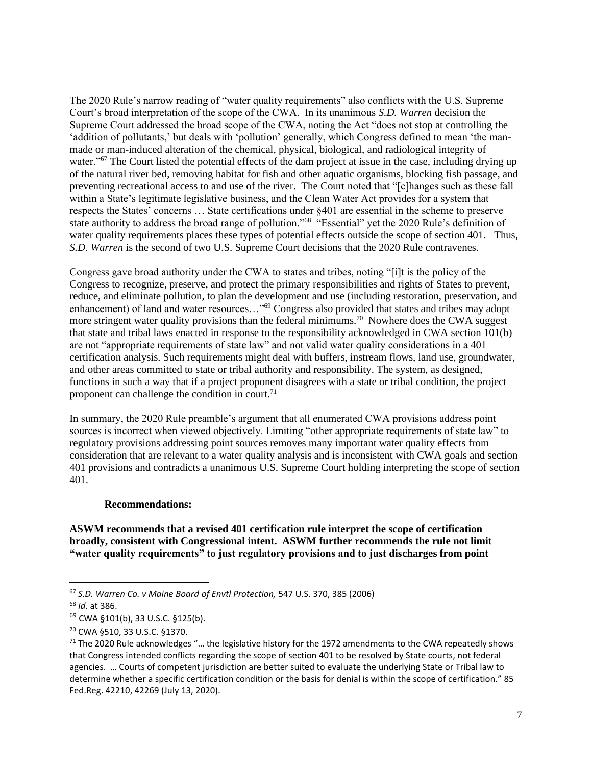The 2020 Rule's narrow reading of "water quality requirements" also conflicts with the U.S. Supreme Court's broad interpretation of the scope of the CWA. In its unanimous *S.D. Warren* decision the Supreme Court addressed the broad scope of the CWA, noting the Act "does not stop at controlling the 'addition of pollutants,' but deals with 'pollution' generally, which Congress defined to mean 'the man-made or man-induced alteration of the chemical, physical, biological, and radiological integrity of water."[67] The Court listed the potential effects of the dam project at issue in the case, including drying up of the natural river bed, removing habitat for fish and other aquatic organisms, blocking fish passage, and preventing recreational access to and use of the river. The Court noted that "[c]hanges such as these fall within a State's legitimate legislative business, and the Clean Water Act provides for a system that respects the States' concerns … State certifications under §401 are essential in the scheme to preserve state authority to address the broad range of pollution."[68] "Essential" yet the 2020 Rule's definition of water quality requirements places these types of potential effects outside the scope of section 401. Thus, *S.D. Warren* is the second of two U.S. Supreme Court decisions that the 2020 Rule contravenes.

Congress gave broad authority under the CWA to states and tribes, noting "[i]t is the policy of the Congress to recognize, preserve, and protect the primary responsibilities and rights of States to prevent, reduce, and eliminate pollution, to plan the development and use (including restoration, preservation, and enhancement) of land and water resources…"[69] Congress also provided that states and tribes may adopt more stringent water quality provisions than the federal minimums.[70] Nowhere does the CWA suggest that state and tribal laws enacted in response to the responsibility acknowledged in CWA section 101(b) are not "appropriate requirements of state law" and not valid water quality considerations in a 401 certification analysis. Such requirements might deal with buffers, instream flows, land use, groundwater, and other areas committed to state or tribal authority and responsibility. The system, as designed, functions in such a way that if a project proponent disagrees with a state or tribal condition, the project proponent can challenge the condition in court.[71]

In summary, the 2020 Rule preamble's argument that all enumerated CWA provisions address point sources is incorrect when viewed objectively. Limiting "other appropriate requirements of state law" to regulatory provisions addressing point sources removes many important water quality effects from consideration that are relevant to a water quality analysis and is inconsistent with CWA goals and section 401 provisions and contradicts a unanimous U.S. Supreme Court holding interpreting the scope of section 401.

**Recommendations:**

**ASWM recommends that a revised 401 certification rule interpret the scope of certification broadly, consistent with Congressional intent. ASWM further recommends the rule not limit "water quality requirements" to just regulatory provisions and to just discharges from point**

---

[67] *S.D. Warren Co. v Maine Board of Envtl Protection,* 547 U.S. 370, 385 (2006)

[68] *Id.* at 386.

[69] CWA §101(b), 33 U.S.C. §125(b).

[70] CWA §510, 33 U.S.C. §1370.

[71] The 2020 Rule acknowledges "… the legislative history for the 1972 amendments to the CWA repeatedly shows that Congress intended conflicts regarding the scope of section 401 to be resolved by State courts, not federal agencies. … Courts of competent jurisdiction are better suited to evaluate the underlying State or Tribal law to determine whether a specific certification condition or the basis for denial is within the scope of certification." 85 Fed.Reg. 42210, 42269 (July 13, 2020).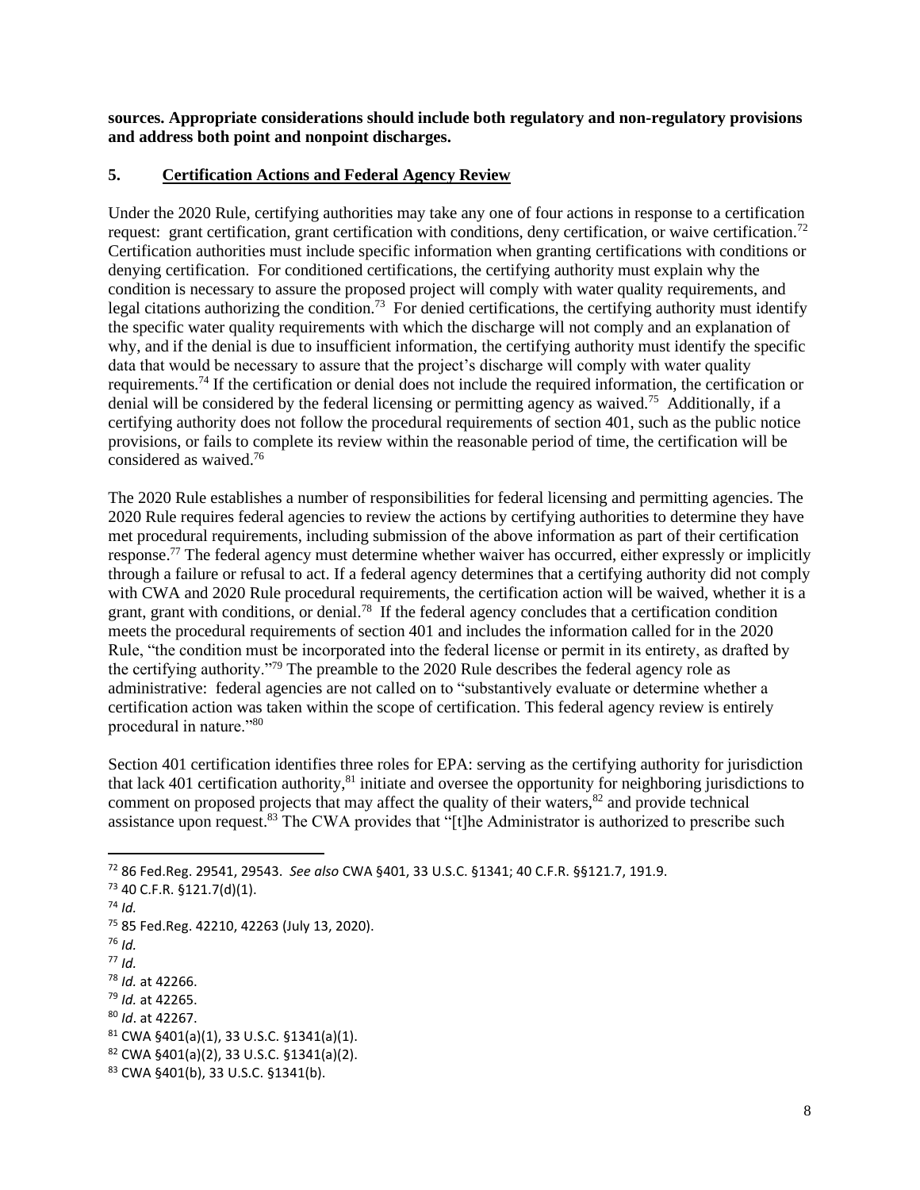**sources. Appropriate considerations should include both regulatory and non-regulatory provisions and address both point and nonpoint discharges.**

## 5. Certification Actions and Federal Agency Review

Under the 2020 Rule, certifying authorities may take any one of four actions in response to a certification request: grant certification, grant certification with conditions, deny certification, or waive certification.[72] Certification authorities must include specific information when granting certifications with conditions or denying certification. For conditioned certifications, the certifying authority must explain why the condition is necessary to assure the proposed project will comply with water quality requirements, and legal citations authorizing the condition.[73] For denied certifications, the certifying authority must identify the specific water quality requirements with which the discharge will not comply and an explanation of why, and if the denial is due to insufficient information, the certifying authority must identify the specific data that would be necessary to assure that the project's discharge will comply with water quality requirements.[74] If the certification or denial does not include the required information, the certification or denial will be considered by the federal licensing or permitting agency as waived.[75] Additionally, if a certifying authority does not follow the procedural requirements of section 401, such as the public notice provisions, or fails to complete its review within the reasonable period of time, the certification will be considered as waived.[76]

The 2020 Rule establishes a number of responsibilities for federal licensing and permitting agencies. The 2020 Rule requires federal agencies to review the actions by certifying authorities to determine they have met procedural requirements, including submission of the above information as part of their certification response.[77] The federal agency must determine whether waiver has occurred, either expressly or implicitly through a failure or refusal to act. If a federal agency determines that a certifying authority did not comply with CWA and 2020 Rule procedural requirements, the certification action will be waived, whether it is a grant, grant with conditions, or denial.[78] If the federal agency concludes that a certification condition meets the procedural requirements of section 401 and includes the information called for in the 2020 Rule, "the condition must be incorporated into the federal license or permit in its entirety, as drafted by the certifying authority."[79] The preamble to the 2020 Rule describes the federal agency role as administrative: federal agencies are not called on to "substantively evaluate or determine whether a certification action was taken within the scope of certification. This federal agency review is entirely procedural in nature."[80]

Section 401 certification identifies three roles for EPA: serving as the certifying authority for jurisdiction that lack 401 certification authority,[81] initiate and oversee the opportunity for neighboring jurisdictions to comment on proposed projects that may affect the quality of their waters,[82] and provide technical assistance upon request.[83] The CWA provides that "[t]he Administrator is authorized to prescribe such

---

[72] 86 Fed.Reg. 29541, 29543. *See also* CWA §401, 33 U.S.C. §1341; 40 C.F.R. §§121.7, 191.9.

[73] 40 C.F.R. §121.7(d)(1).

[74] *Id.*

[75] 85 Fed.Reg. 42210, 42263 (July 13, 2020).

[76] *Id.*

[77] *Id.*

[78] *Id.* at 42266.

[79] *Id.* at 42265.

[80] *Id*. at 42267.

[81] CWA §401(a)(1), 33 U.S.C. §1341(a)(1).

[82] CWA §401(a)(2), 33 U.S.C. §1341(a)(2).

[83] CWA §401(b), 33 U.S.C. §1341(b).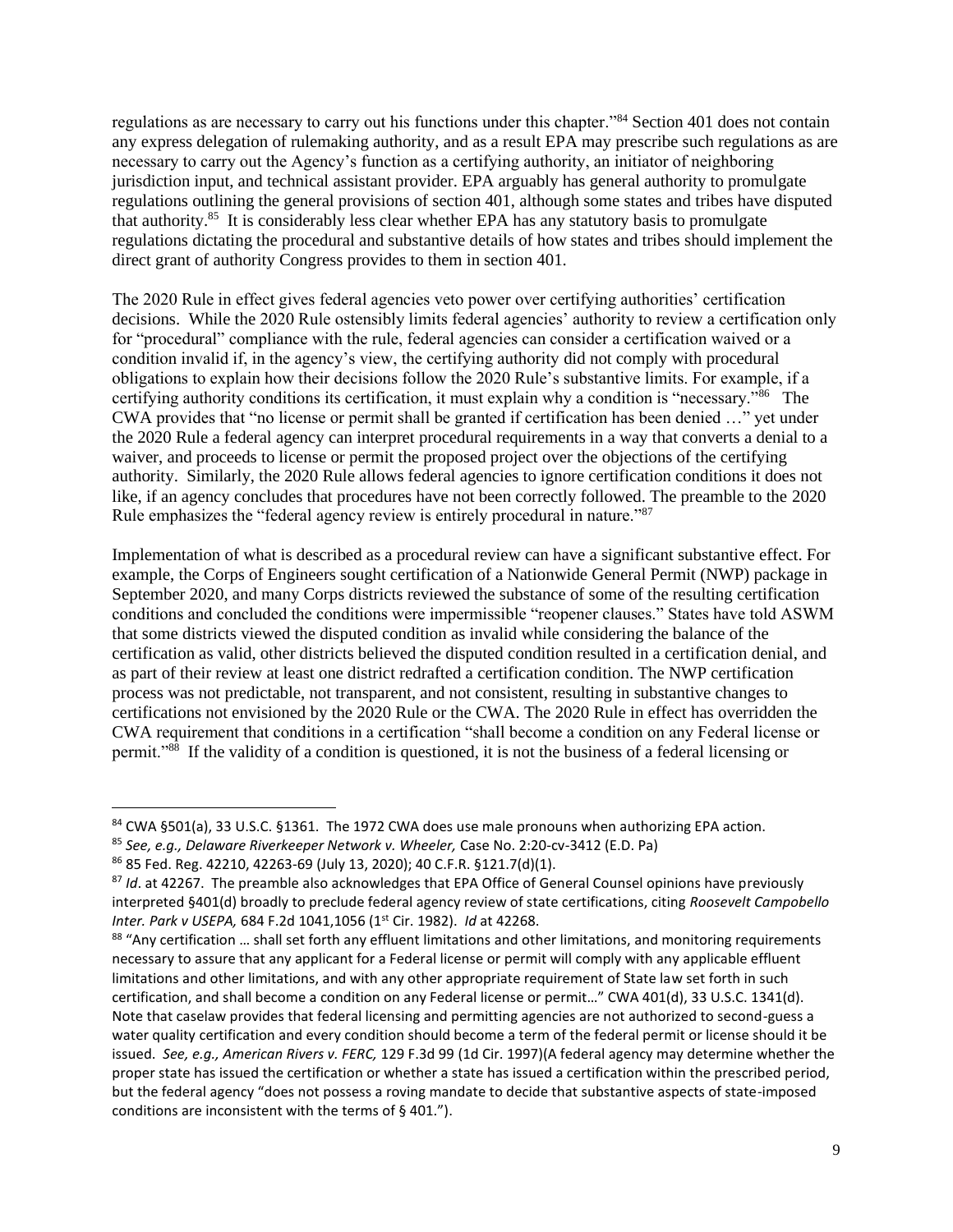regulations as are necessary to carry out his functions under this chapter."[84] Section 401 does not contain any express delegation of rulemaking authority, and as a result EPA may prescribe such regulations as are necessary to carry out the Agency's function as a certifying authority, an initiator of neighboring jurisdiction input, and technical assistant provider. EPA arguably has general authority to promulgate regulations outlining the general provisions of section 401, although some states and tribes have disputed that authority.[85] It is considerably less clear whether EPA has any statutory basis to promulgate regulations dictating the procedural and substantive details of how states and tribes should implement the direct grant of authority Congress provides to them in section 401.

The 2020 Rule in effect gives federal agencies veto power over certifying authorities' certification decisions. While the 2020 Rule ostensibly limits federal agencies' authority to review a certification only for "procedural" compliance with the rule, federal agencies can consider a certification waived or a condition invalid if, in the agency's view, the certifying authority did not comply with procedural obligations to explain how their decisions follow the 2020 Rule's substantive limits. For example, if a certifying authority conditions its certification, it must explain why a condition is "necessary."[86] The CWA provides that "no license or permit shall be granted if certification has been denied …" yet under the 2020 Rule a federal agency can interpret procedural requirements in a way that converts a denial to a waiver, and proceeds to license or permit the proposed project over the objections of the certifying authority. Similarly, the 2020 Rule allows federal agencies to ignore certification conditions it does not like, if an agency concludes that procedures have not been correctly followed. The preamble to the 2020 Rule emphasizes the "federal agency review is entirely procedural in nature."[87]

Implementation of what is described as a procedural review can have a significant substantive effect. For example, the Corps of Engineers sought certification of a Nationwide General Permit (NWP) package in September 2020, and many Corps districts reviewed the substance of some of the resulting certification conditions and concluded the conditions were impermissible "reopener clauses." States have told ASWM that some districts viewed the disputed condition as invalid while considering the balance of the certification as valid, other districts believed the disputed condition resulted in a certification denial, and as part of their review at least one district redrafted a certification condition. The NWP certification process was not predictable, not transparent, and not consistent, resulting in substantive changes to certifications not envisioned by the 2020 Rule or the CWA. The 2020 Rule in effect has overridden the CWA requirement that conditions in a certification "shall become a condition on any Federal license or permit."[88] If the validity of a condition is questioned, it is not the business of a federal licensing or

---

[84] CWA §501(a), 33 U.S.C. §1361. The 1972 CWA does use male pronouns when authorizing EPA action.

[85] *See, e.g., Delaware Riverkeeper Network v. Wheeler,* Case No. 2:20-cv-3412 (E.D. Pa)

[86] 85 Fed. Reg. 42210, 42263-69 (July 13, 2020); 40 C.F.R. §121.7(d)(1).

[87] *Id*. at 42267. The preamble also acknowledges that EPA Office of General Counsel opinions have previously interpreted §401(d) broadly to preclude federal agency review of state certifications, citing *Roosevelt Campobello Inter. Park v USEPA,* 684 F.2d 1041,1056 (1st Cir. 1982). *Id* at 42268.

[88] "Any certification … shall set forth any effluent limitations and other limitations, and monitoring requirements necessary to assure that any applicant for a Federal license or permit will comply with any applicable effluent limitations and other limitations, and with any other appropriate requirement of State law set forth in such certification, and shall become a condition on any Federal license or permit…" CWA 401(d), 33 U.S.C. 1341(d). Note that caselaw provides that federal licensing and permitting agencies are not authorized to second-guess a water quality certification and every condition should become a term of the federal permit or license should it be issued. *See, e.g., American Rivers v. FERC,* 129 F.3d 99 (1d Cir. 1997)(A federal agency may determine whether the proper state has issued the certification or whether a state has issued a certification within the prescribed period, but the federal agency "does not possess a roving mandate to decide that substantive aspects of state-imposed conditions are inconsistent with the terms of § 401.").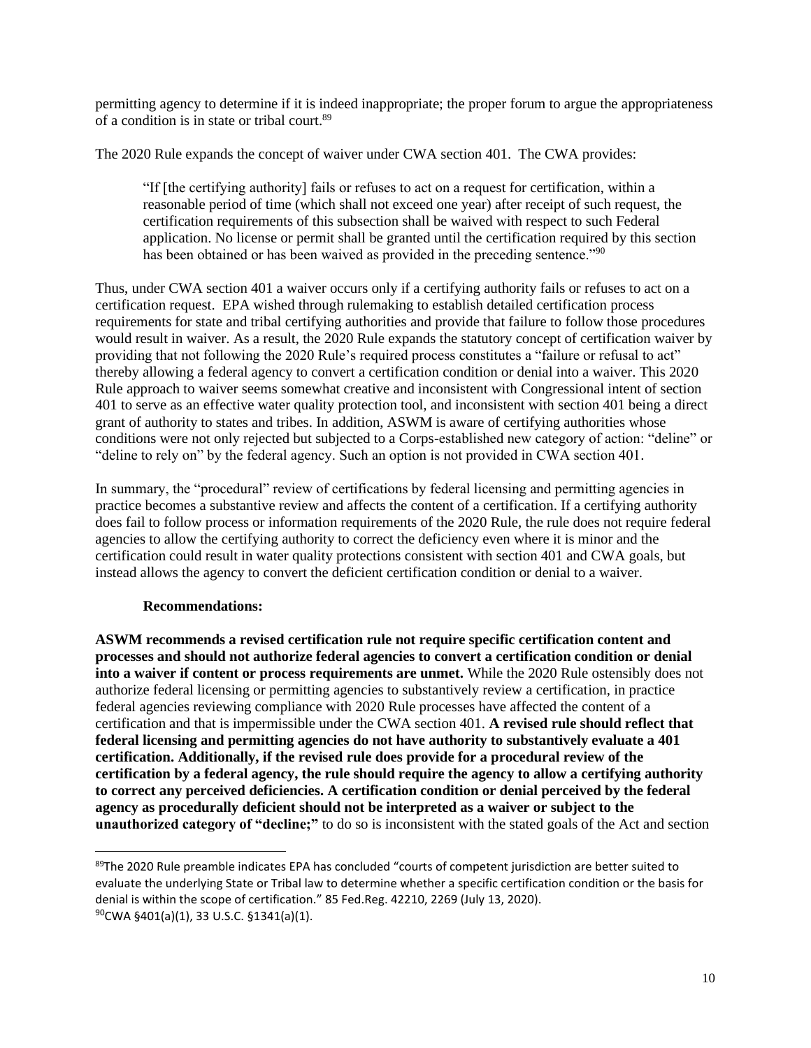permitting agency to determine if it is indeed inappropriate; the proper forum to argue the appropriateness of a condition is in state or tribal court.[89]

The 2020 Rule expands the concept of waiver under CWA section 401. The CWA provides:

> "If [the certifying authority] fails or refuses to act on a request for certification, within a reasonable period of time (which shall not exceed one year) after receipt of such request, the certification requirements of this subsection shall be waived with respect to such Federal application. No license or permit shall be granted until the certification required by this section has been obtained or has been waived as provided in the preceding sentence."[90]

Thus, under CWA section 401 a waiver occurs only if a certifying authority fails or refuses to act on a certification request. EPA wished through rulemaking to establish detailed certification process requirements for state and tribal certifying authorities and provide that failure to follow those procedures would result in waiver. As a result, the 2020 Rule expands the statutory concept of certification waiver by providing that not following the 2020 Rule's required process constitutes a "failure or refusal to act" thereby allowing a federal agency to convert a certification condition or denial into a waiver. This 2020 Rule approach to waiver seems somewhat creative and inconsistent with Congressional intent of section 401 to serve as an effective water quality protection tool, and inconsistent with section 401 being a direct grant of authority to states and tribes. In addition, ASWM is aware of certifying authorities whose conditions were not only rejected but subjected to a Corps-established new category of action: "deline" or "deline to rely on" by the federal agency. Such an option is not provided in CWA section 401.

In summary, the "procedural" review of certifications by federal licensing and permitting agencies in practice becomes a substantive review and affects the content of a certification. If a certifying authority does fail to follow process or information requirements of the 2020 Rule, the rule does not require federal agencies to allow the certifying authority to correct the deficiency even where it is minor and the certification could result in water quality protections consistent with section 401 and CWA goals, but instead allows the agency to convert the deficient certification condition or denial to a waiver.

**Recommendations:**

**ASWM recommends a revised certification rule not require specific certification content and processes and should not authorize federal agencies to convert a certification condition or denial into a waiver if content or process requirements are unmet.** While the 2020 Rule ostensibly does not authorize federal licensing or permitting agencies to substantively review a certification, in practice federal agencies reviewing compliance with 2020 Rule processes have affected the content of a certification and that is impermissible under the CWA section 401. **A revised rule should reflect that federal licensing and permitting agencies do not have authority to substantively evaluate a 401 certification. Additionally, if the revised rule does provide for a procedural review of the certification by a federal agency, the rule should require the agency to allow a certifying authority to correct any perceived deficiencies. A certification condition or denial perceived by the federal agency as procedurally deficient should not be interpreted as a waiver or subject to the unauthorized category of "decline;"** to do so is inconsistent with the stated goals of the Act and section

---

[89] The 2020 Rule preamble indicates EPA has concluded "courts of competent jurisdiction are better suited to evaluate the underlying State or Tribal law to determine whether a specific certification condition or the basis for denial is within the scope of certification." 85 Fed.Reg. 42210, 2269 (July 13, 2020).

[90] CWA §401(a)(1), 33 U.S.C. §1341(a)(1).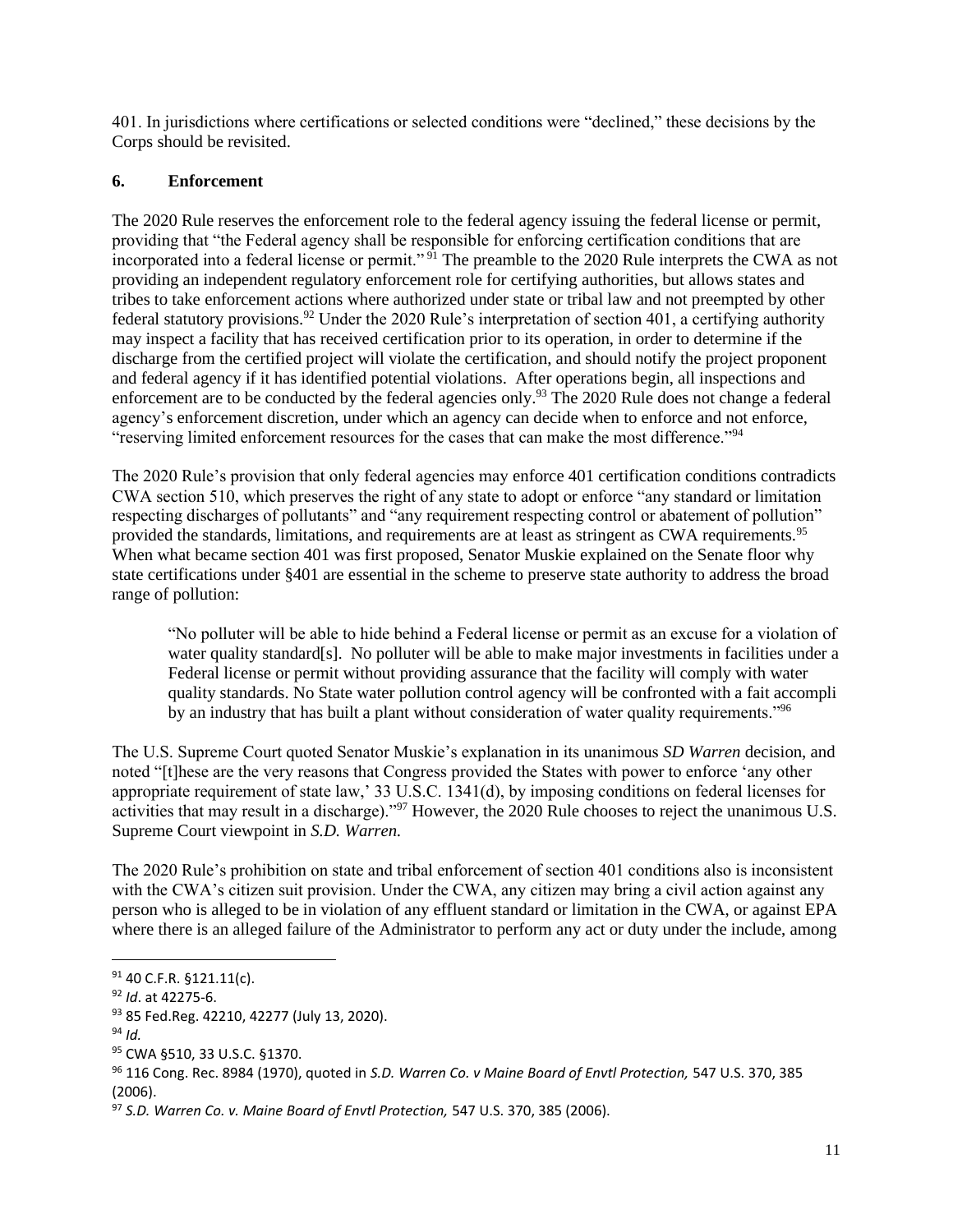401. In jurisdictions where certifications or selected conditions were "declined," these decisions by the Corps should be revisited.

### 6. Enforcement

The 2020 Rule reserves the enforcement role to the federal agency issuing the federal license or permit, providing that "the Federal agency shall be responsible for enforcing certification conditions that are incorporated into a federal license or permit."[91] The preamble to the 2020 Rule interprets the CWA as not providing an independent regulatory enforcement role for certifying authorities, but allows states and tribes to take enforcement actions where authorized under state or tribal law and not preempted by other federal statutory provisions.[92] Under the 2020 Rule's interpretation of section 401, a certifying authority may inspect a facility that has received certification prior to its operation, in order to determine if the discharge from the certified project will violate the certification, and should notify the project proponent and federal agency if it has identified potential violations. After operations begin, all inspections and enforcement are to be conducted by the federal agencies only.[93] The 2020 Rule does not change a federal agency's enforcement discretion, under which an agency can decide when to enforce and not enforce, "reserving limited enforcement resources for the cases that can make the most difference."[94]

The 2020 Rule's provision that only federal agencies may enforce 401 certification conditions contradicts CWA section 510, which preserves the right of any state to adopt or enforce "any standard or limitation respecting discharges of pollutants" and "any requirement respecting control or abatement of pollution" provided the standards, limitations, and requirements are at least as stringent as CWA requirements.[95] When what became section 401 was first proposed, Senator Muskie explained on the Senate floor why state certifications under §401 are essential in the scheme to preserve state authority to address the broad range of pollution:

> "No polluter will be able to hide behind a Federal license or permit as an excuse for a violation of water quality standard[s]. No polluter will be able to make major investments in facilities under a Federal license or permit without providing assurance that the facility will comply with water quality standards. No State water pollution control agency will be confronted with a fait accompli by an industry that has built a plant without consideration of water quality requirements."[96]

The U.S. Supreme Court quoted Senator Muskie's explanation in its unanimous *SD Warren* decision, and noted "[t]hese are the very reasons that Congress provided the States with power to enforce 'any other appropriate requirement of state law,' 33 U.S.C. 1341(d), by imposing conditions on federal licenses for activities that may result in a discharge)."[97] However, the 2020 Rule chooses to reject the unanimous U.S. Supreme Court viewpoint in *S.D. Warren.*

The 2020 Rule's prohibition on state and tribal enforcement of section 401 conditions also is inconsistent with the CWA's citizen suit provision. Under the CWA, any citizen may bring a civil action against any person who is alleged to be in violation of any effluent standard or limitation in the CWA, or against EPA where there is an alleged failure of the Administrator to perform any act or duty under the include, among

---

[91] 40 C.F.R. §121.11(c).

[92] *Id*. at 42275-6.

[93] 85 Fed.Reg. 42210, 42277 (July 13, 2020).

[94] *Id.*

[95] CWA §510, 33 U.S.C. §1370.

[96] 116 Cong. Rec. 8984 (1970), quoted in *S.D. Warren Co. v Maine Board of Envtl Protection,* 547 U.S. 370, 385 (2006).

[97] *S.D. Warren Co. v. Maine Board of Envtl Protection,* 547 U.S. 370, 385 (2006).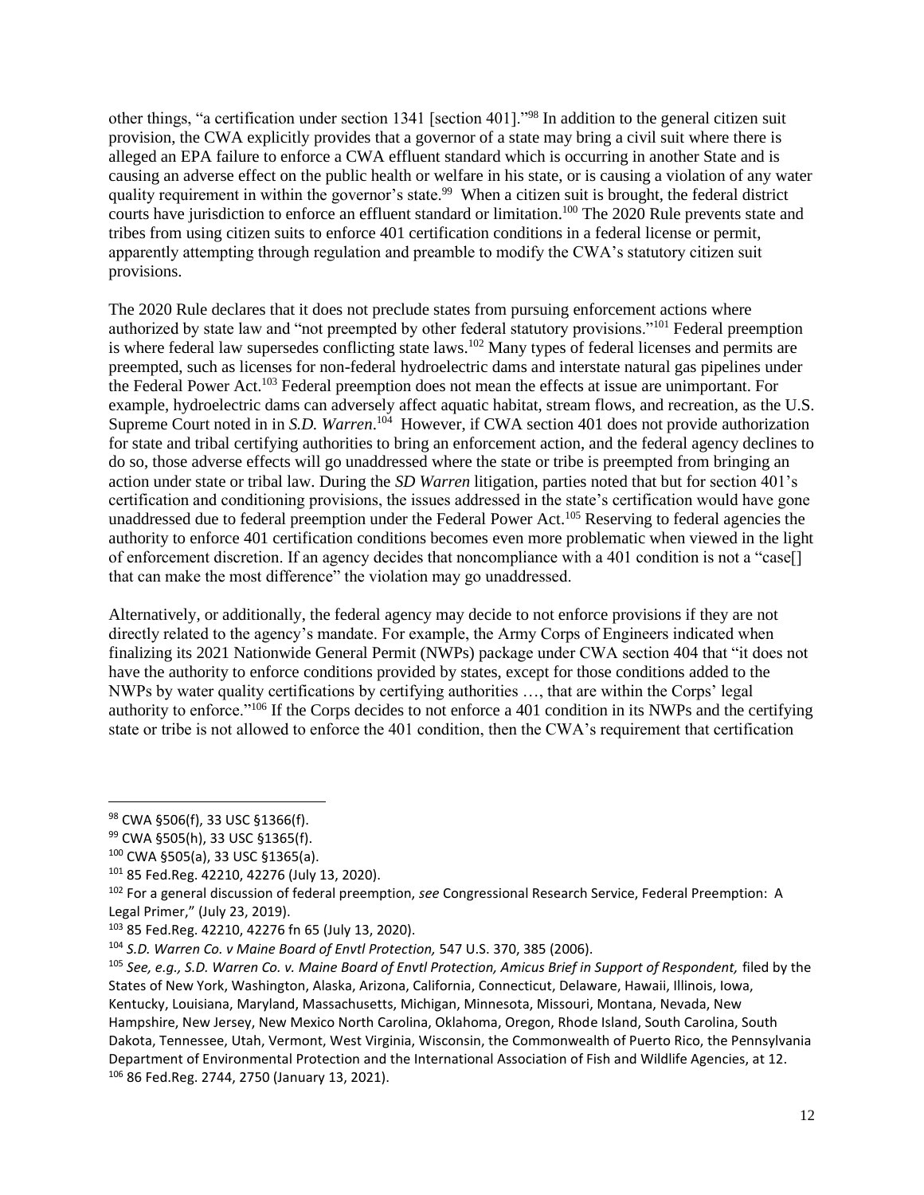other things, "a certification under section 1341 [section 401]."[98] In addition to the general citizen suit provision, the CWA explicitly provides that a governor of a state may bring a civil suit where there is alleged an EPA failure to enforce a CWA effluent standard which is occurring in another State and is causing an adverse effect on the public health or welfare in his state, or is causing a violation of any water quality requirement in within the governor's state.[99] When a citizen suit is brought, the federal district courts have jurisdiction to enforce an effluent standard or limitation.[100] The 2020 Rule prevents state and tribes from using citizen suits to enforce 401 certification conditions in a federal license or permit, apparently attempting through regulation and preamble to modify the CWA's statutory citizen suit provisions.

The 2020 Rule declares that it does not preclude states from pursuing enforcement actions where authorized by state law and "not preempted by other federal statutory provisions."[101] Federal preemption is where federal law supersedes conflicting state laws.[102] Many types of federal licenses and permits are preempted, such as licenses for non-federal hydroelectric dams and interstate natural gas pipelines under the Federal Power Act.[103] Federal preemption does not mean the effects at issue are unimportant. For example, hydroelectric dams can adversely affect aquatic habitat, stream flows, and recreation, as the U.S. Supreme Court noted in in *S.D. Warren*.[104] However, if CWA section 401 does not provide authorization for state and tribal certifying authorities to bring an enforcement action, and the federal agency declines to do so, those adverse effects will go unaddressed where the state or tribe is preempted from bringing an action under state or tribal law. During the *SD Warren* litigation, parties noted that but for section 401's certification and conditioning provisions, the issues addressed in the state's certification would have gone unaddressed due to federal preemption under the Federal Power Act.[105] Reserving to federal agencies the authority to enforce 401 certification conditions becomes even more problematic when viewed in the light of enforcement discretion. If an agency decides that noncompliance with a 401 condition is not a "case[] that can make the most difference" the violation may go unaddressed.

Alternatively, or additionally, the federal agency may decide to not enforce provisions if they are not directly related to the agency's mandate. For example, the Army Corps of Engineers indicated when finalizing its 2021 Nationwide General Permit (NWPs) package under CWA section 404 that "it does not have the authority to enforce conditions provided by states, except for those conditions added to the NWPs by water quality certifications by certifying authorities …, that are within the Corps' legal authority to enforce."[106] If the Corps decides to not enforce a 401 condition in its NWPs and the certifying state or tribe is not allowed to enforce the 401 condition, then the CWA's requirement that certification

---

[98] CWA §506(f), 33 USC §1366(f).

[99] CWA §505(h), 33 USC §1365(f).

[100] CWA §505(a), 33 USC §1365(a).

[101] 85 Fed.Reg. 42210, 42276 (July 13, 2020).

[102] For a general discussion of federal preemption, *see* Congressional Research Service, Federal Preemption: A Legal Primer," (July 23, 2019).

[103] 85 Fed.Reg. 42210, 42276 fn 65 (July 13, 2020).

[104] *S.D. Warren Co. v Maine Board of Envtl Protection,* 547 U.S. 370, 385 (2006).

[105] *See, e.g., S.D. Warren Co. v. Maine Board of Envtl Protection, Amicus Brief in Support of Respondent,* filed by the States of New York, Washington, Alaska, Arizona, California, Connecticut, Delaware, Hawaii, Illinois, Iowa, Kentucky, Louisiana, Maryland, Massachusetts, Michigan, Minnesota, Missouri, Montana, Nevada, New Hampshire, New Jersey, New Mexico North Carolina, Oklahoma, Oregon, Rhode Island, South Carolina, South Dakota, Tennessee, Utah, Vermont, West Virginia, Wisconsin, the Commonwealth of Puerto Rico, the Pennsylvania Department of Environmental Protection and the International Association of Fish and Wildlife Agencies, at 12.

[106] 86 Fed.Reg. 2744, 2750 (January 13, 2021).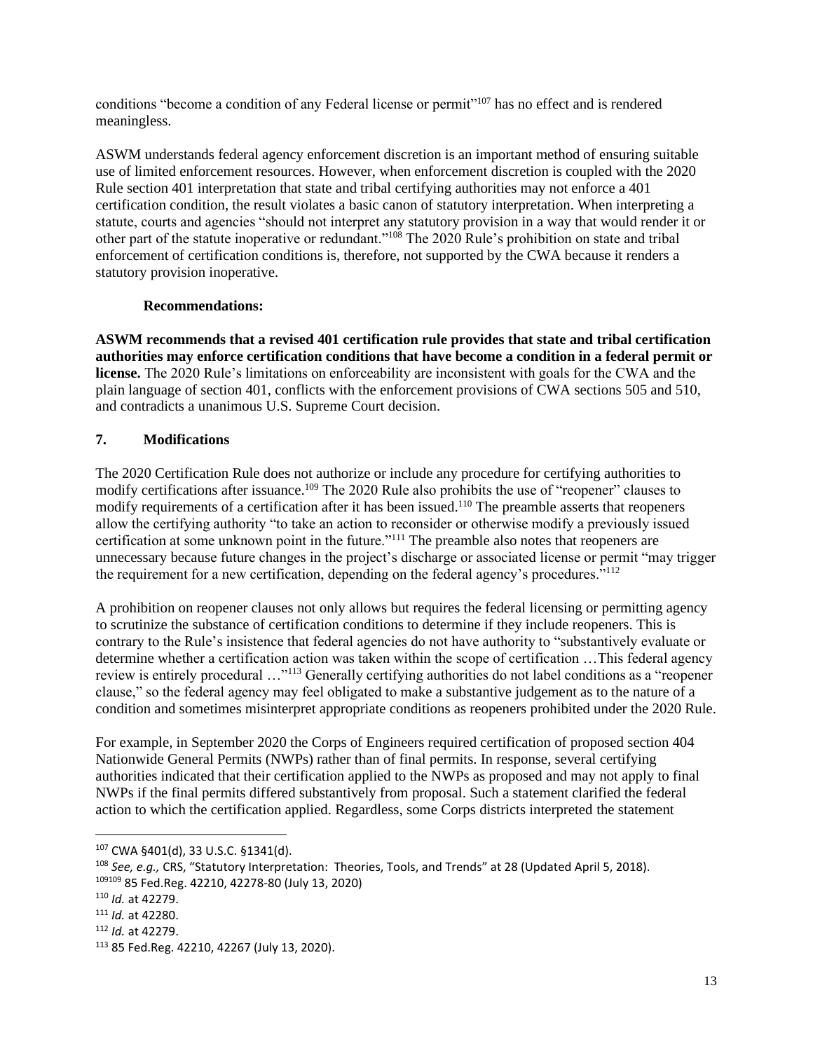conditions "become a condition of any Federal license or permit"[107] has no effect and is rendered meaningless.

ASWM understands federal agency enforcement discretion is an important method of ensuring suitable use of limited enforcement resources. However, when enforcement discretion is coupled with the 2020 Rule section 401 interpretation that state and tribal certifying authorities may not enforce a 401 certification condition, the result violates a basic canon of statutory interpretation. When interpreting a statute, courts and agencies "should not interpret any statutory provision in a way that would render it or other part of the statute inoperative or redundant."[108] The 2020 Rule's prohibition on state and tribal enforcement of certification conditions is, therefore, not supported by the CWA because it renders a statutory provision inoperative.

**Recommendations:**

**ASWM recommends that a revised 401 certification rule provides that state and tribal certification authorities may enforce certification conditions that have become a condition in a federal permit or license.** The 2020 Rule's limitations on enforceability are inconsistent with goals for the CWA and the plain language of section 401, conflicts with the enforcement provisions of CWA sections 505 and 510, and contradicts a unanimous U.S. Supreme Court decision.

## 7. Modifications

The 2020 Certification Rule does not authorize or include any procedure for certifying authorities to modify certifications after issuance.[109] The 2020 Rule also prohibits the use of "reopener" clauses to modify requirements of a certification after it has been issued.[110] The preamble asserts that reopeners allow the certifying authority "to take an action to reconsider or otherwise modify a previously issued certification at some unknown point in the future."[111] The preamble also notes that reopeners are unnecessary because future changes in the project's discharge or associated license or permit "may trigger the requirement for a new certification, depending on the federal agency's procedures."[112]

A prohibition on reopener clauses not only allows but requires the federal licensing or permitting agency to scrutinize the substance of certification conditions to determine if they include reopeners. This is contrary to the Rule's insistence that federal agencies do not have authority to "substantively evaluate or determine whether a certification action was taken within the scope of certification …This federal agency review is entirely procedural …"[113] Generally certifying authorities do not label conditions as a "reopener clause," so the federal agency may feel obligated to make a substantive judgement as to the nature of a condition and sometimes misinterpret appropriate conditions as reopeners prohibited under the 2020 Rule.

For example, in September 2020 the Corps of Engineers required certification of proposed section 404 Nationwide General Permits (NWPs) rather than of final permits. In response, several certifying authorities indicated that their certification applied to the NWPs as proposed and may not apply to final NWPs if the final permits differed substantively from proposal. Such a statement clarified the federal action to which the certification applied. Regardless, some Corps districts interpreted the statement

---

[107] CWA §401(d), 33 U.S.C. §1341(d).

[108] *See, e.g.,* CRS, "Statutory Interpretation: Theories, Tools, and Trends" at 28 (Updated April 5, 2018).

[109109] 85 Fed.Reg. 42210, 42278-80 (July 13, 2020)

[110] *Id.* at 42279.

[111] *Id.* at 42280.

[112] *Id.* at 42279.

[113] 85 Fed.Reg. 42210, 42267 (July 13, 2020).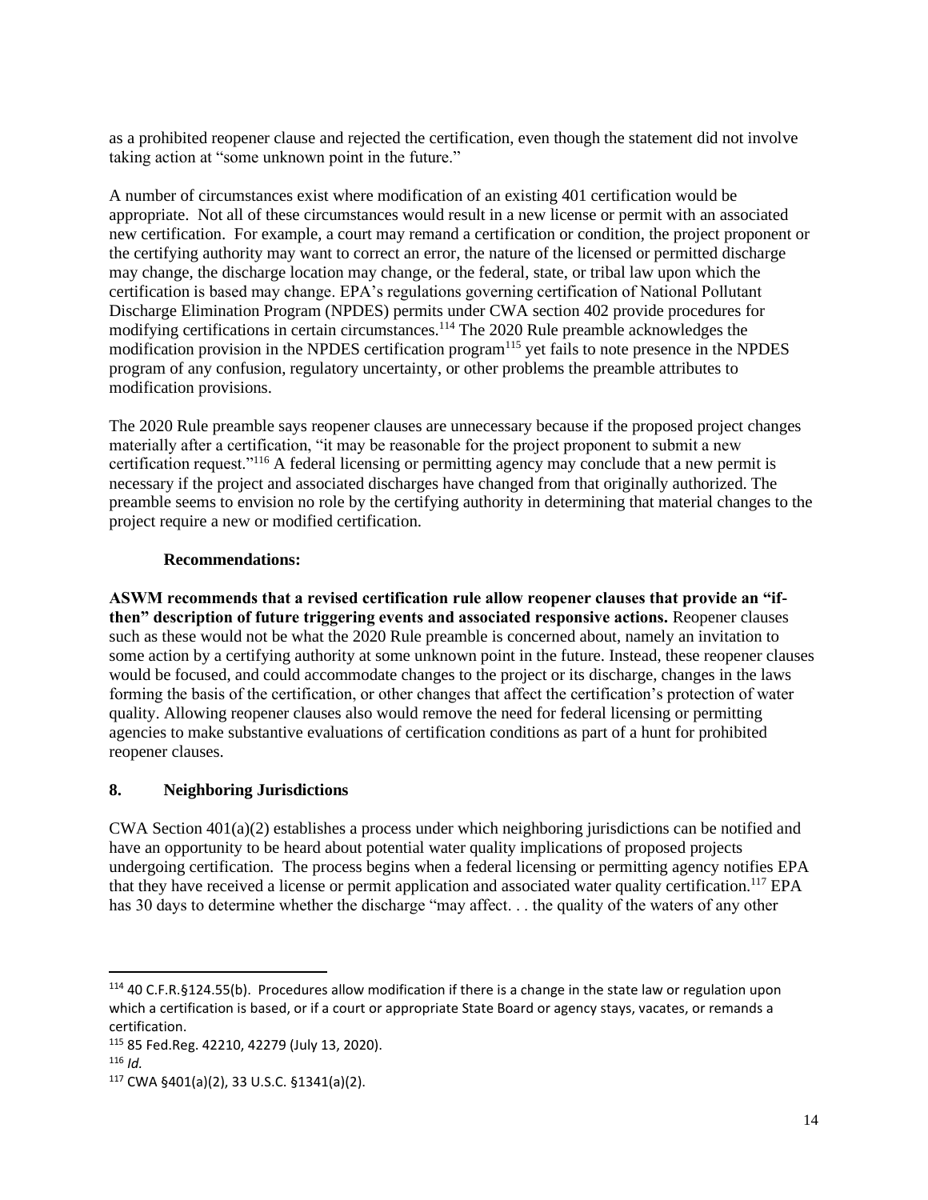as a prohibited reopener clause and rejected the certification, even though the statement did not involve taking action at "some unknown point in the future."

A number of circumstances exist where modification of an existing 401 certification would be appropriate. Not all of these circumstances would result in a new license or permit with an associated new certification. For example, a court may remand a certification or condition, the project proponent or the certifying authority may want to correct an error, the nature of the licensed or permitted discharge may change, the discharge location may change, or the federal, state, or tribal law upon which the certification is based may change. EPA's regulations governing certification of National Pollutant Discharge Elimination Program (NPDES) permits under CWA section 402 provide procedures for modifying certifications in certain circumstances.[114] The 2020 Rule preamble acknowledges the modification provision in the NPDES certification program[115] yet fails to note presence in the NPDES program of any confusion, regulatory uncertainty, or other problems the preamble attributes to modification provisions.

The 2020 Rule preamble says reopener clauses are unnecessary because if the proposed project changes materially after a certification, "it may be reasonable for the project proponent to submit a new certification request."[116] A federal licensing or permitting agency may conclude that a new permit is necessary if the project and associated discharges have changed from that originally authorized. The preamble seems to envision no role by the certifying authority in determining that material changes to the project require a new or modified certification.

**Recommendations:**

**ASWM recommends that a revised certification rule allow reopener clauses that provide an "if-then" description of future triggering events and associated responsive actions.** Reopener clauses such as these would not be what the 2020 Rule preamble is concerned about, namely an invitation to some action by a certifying authority at some unknown point in the future. Instead, these reopener clauses would be focused, and could accommodate changes to the project or its discharge, changes in the laws forming the basis of the certification, or other changes that affect the certification's protection of water quality. Allowing reopener clauses also would remove the need for federal licensing or permitting agencies to make substantive evaluations of certification conditions as part of a hunt for prohibited reopener clauses.

## 8. Neighboring Jurisdictions

CWA Section 401(a)(2) establishes a process under which neighboring jurisdictions can be notified and have an opportunity to be heard about potential water quality implications of proposed projects undergoing certification. The process begins when a federal licensing or permitting agency notifies EPA that they have received a license or permit application and associated water quality certification.[117] EPA has 30 days to determine whether the discharge "may affect. . . the quality of the waters of any other

---

[114] 40 C.F.R.§124.55(b). Procedures allow modification if there is a change in the state law or regulation upon which a certification is based, or if a court or appropriate State Board or agency stays, vacates, or remands a certification.

[115] 85 Fed.Reg. 42210, 42279 (July 13, 2020).

[116] *Id.*

[117] CWA §401(a)(2), 33 U.S.C. §1341(a)(2).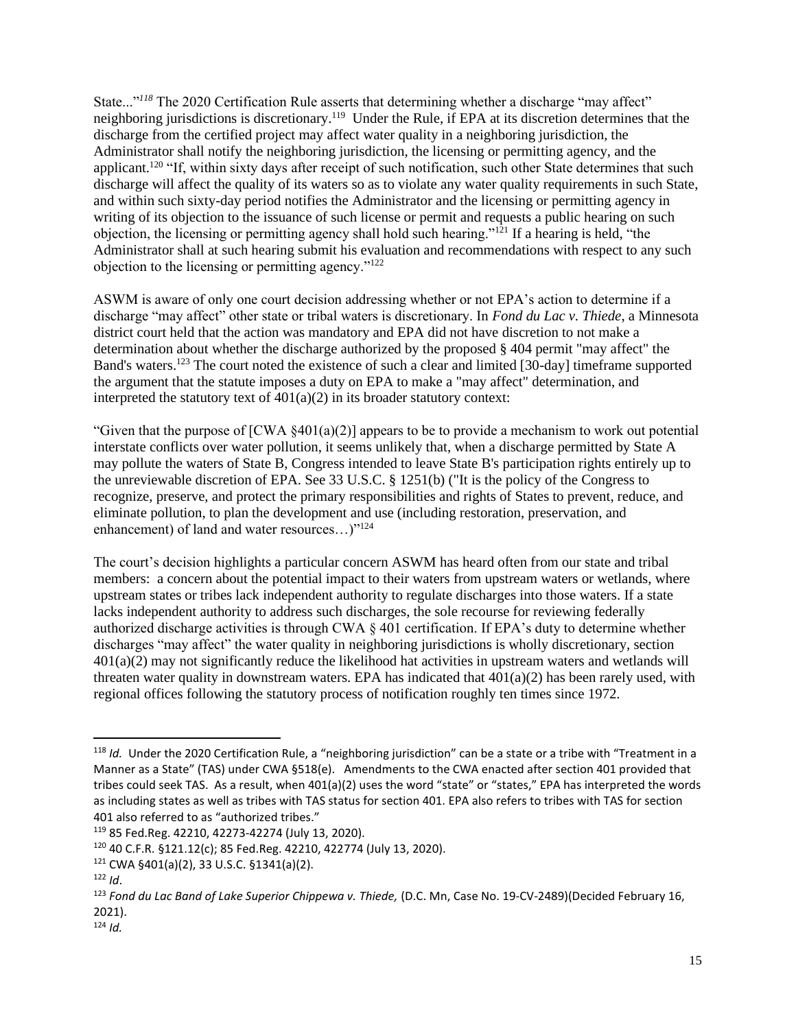State..."[118] The 2020 Certification Rule asserts that determining whether a discharge "may affect" neighboring jurisdictions is discretionary.[119] Under the Rule, if EPA at its discretion determines that the discharge from the certified project may affect water quality in a neighboring jurisdiction, the Administrator shall notify the neighboring jurisdiction, the licensing or permitting agency, and the applicant.[120] "If, within sixty days after receipt of such notification, such other State determines that such discharge will affect the quality of its waters so as to violate any water quality requirements in such State, and within such sixty-day period notifies the Administrator and the licensing or permitting agency in writing of its objection to the issuance of such license or permit and requests a public hearing on such objection, the licensing or permitting agency shall hold such hearing."[121] If a hearing is held, "the Administrator shall at such hearing submit his evaluation and recommendations with respect to any such objection to the licensing or permitting agency."[122]

ASWM is aware of only one court decision addressing whether or not EPA's action to determine if a discharge "may affect" other state or tribal waters is discretionary. In *Fond du Lac v. Thiede*, a Minnesota district court held that the action was mandatory and EPA did not have discretion to not make a determination about whether the discharge authorized by the proposed § 404 permit "may affect" the Band's waters.[123] The court noted the existence of such a clear and limited [30-day] timeframe supported the argument that the statute imposes a duty on EPA to make a "may affect" determination, and interpreted the statutory text of 401(a)(2) in its broader statutory context:

"Given that the purpose of [CWA §401(a)(2)] appears to be to provide a mechanism to work out potential interstate conflicts over water pollution, it seems unlikely that, when a discharge permitted by State A may pollute the waters of State B, Congress intended to leave State B's participation rights entirely up to the unreviewable discretion of EPA. See 33 U.S.C. § 1251(b) ("It is the policy of the Congress to recognize, preserve, and protect the primary responsibilities and rights of States to prevent, reduce, and eliminate pollution, to plan the development and use (including restoration, preservation, and enhancement) of land and water resources…)"[124]

The court's decision highlights a particular concern ASWM has heard often from our state and tribal members: a concern about the potential impact to their waters from upstream waters or wetlands, where upstream states or tribes lack independent authority to regulate discharges into those waters. If a state lacks independent authority to address such discharges, the sole recourse for reviewing federally authorized discharge activities is through CWA § 401 certification. If EPA's duty to determine whether discharges "may affect" the water quality in neighboring jurisdictions is wholly discretionary, section 401(a)(2) may not significantly reduce the likelihood hat activities in upstream waters and wetlands will threaten water quality in downstream waters. EPA has indicated that 401(a)(2) has been rarely used, with regional offices following the statutory process of notification roughly ten times since 1972.

---

[118] *Id.* Under the 2020 Certification Rule, a "neighboring jurisdiction" can be a state or a tribe with "Treatment in a Manner as a State" (TAS) under CWA §518(e). Amendments to the CWA enacted after section 401 provided that tribes could seek TAS. As a result, when 401(a)(2) uses the word "state" or "states," EPA has interpreted the words as including states as well as tribes with TAS status for section 401. EPA also refers to tribes with TAS for section 401 also referred to as "authorized tribes."

[119] 85 Fed.Reg. 42210, 42273-42274 (July 13, 2020).

[120] 40 C.F.R. §121.12(c); 85 Fed.Reg. 42210, 422774 (July 13, 2020).

[121] CWA §401(a)(2), 33 U.S.C. §1341(a)(2).

[122] *Id*.

[123] *Fond du Lac Band of Lake Superior Chippewa v. Thiede,* (D.C. Mn, Case No. 19-CV-2489)(Decided February 16, 2021).

[124] *Id.*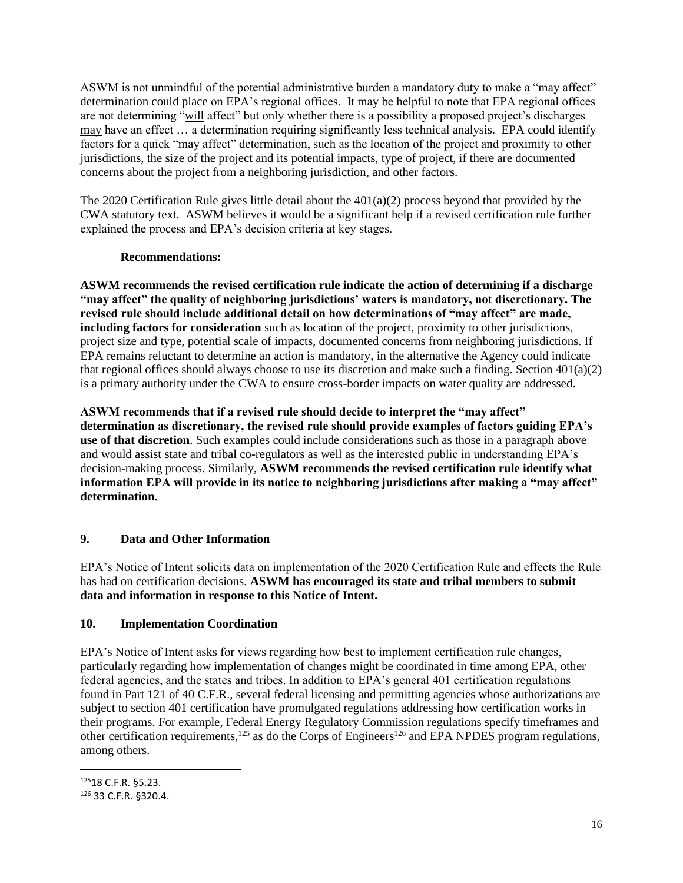ASWM is not unmindful of the potential administrative burden a mandatory duty to make a "may affect" determination could place on EPA's regional offices. It may be helpful to note that EPA regional offices are not determining "will affect" but only whether there is a possibility a proposed project's discharges may have an effect … a determination requiring significantly less technical analysis. EPA could identify factors for a quick "may affect" determination, such as the location of the project and proximity to other jurisdictions, the size of the project and its potential impacts, type of project, if there are documented concerns about the project from a neighboring jurisdiction, and other factors.

The 2020 Certification Rule gives little detail about the 401(a)(2) process beyond that provided by the CWA statutory text. ASWM believes it would be a significant help if a revised certification rule further explained the process and EPA's decision criteria at key stages.

**Recommendations:**

**ASWM recommends the revised certification rule indicate the action of determining if a discharge "may affect" the quality of neighboring jurisdictions' waters is mandatory, not discretionary. The revised rule should include additional detail on how determinations of "may affect" are made, including factors for consideration** such as location of the project, proximity to other jurisdictions, project size and type, potential scale of impacts, documented concerns from neighboring jurisdictions. If EPA remains reluctant to determine an action is mandatory, in the alternative the Agency could indicate that regional offices should always choose to use its discretion and make such a finding. Section 401(a)(2) is a primary authority under the CWA to ensure cross-border impacts on water quality are addressed.

**ASWM recommends that if a revised rule should decide to interpret the "may affect" determination as discretionary, the revised rule should provide examples of factors guiding EPA's use of that discretion**. Such examples could include considerations such as those in a paragraph above and would assist state and tribal co-regulators as well as the interested public in understanding EPA's decision-making process. Similarly, **ASWM recommends the revised certification rule identify what information EPA will provide in its notice to neighboring jurisdictions after making a "may affect" determination.**

## 9. Data and Other Information

EPA's Notice of Intent solicits data on implementation of the 2020 Certification Rule and effects the Rule has had on certification decisions. **ASWM has encouraged its state and tribal members to submit data and information in response to this Notice of Intent.**

## 10. Implementation Coordination

EPA's Notice of Intent asks for views regarding how best to implement certification rule changes, particularly regarding how implementation of changes might be coordinated in time among EPA, other federal agencies, and the states and tribes. In addition to EPA's general 401 certification regulations found in Part 121 of 40 C.F.R., several federal licensing and permitting agencies whose authorizations are subject to section 401 certification have promulgated regulations addressing how certification works in their programs. For example, Federal Energy Regulatory Commission regulations specify timeframes and other certification requirements,[125] as do the Corps of Engineers[126] and EPA NPDES program regulations, among others.

---

[125] 18 C.F.R. §5.23.

[126] 33 C.F.R. §320.4.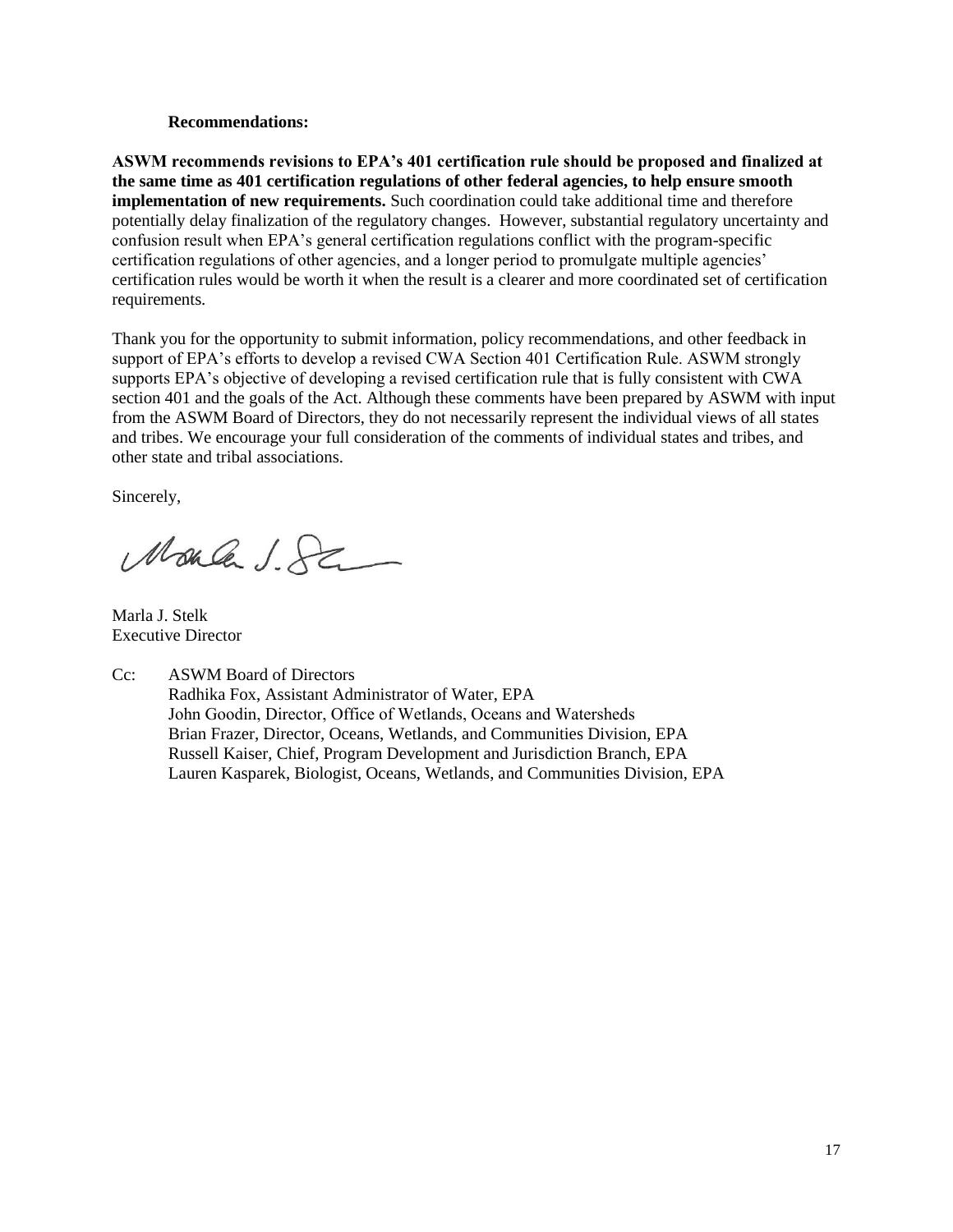**Recommendations:**

**ASWM recommends revisions to EPA's 401 certification rule should be proposed and finalized at the same time as 401 certification regulations of other federal agencies, to help ensure smooth implementation of new requirements.** Such coordination could take additional time and therefore potentially delay finalization of the regulatory changes. However, substantial regulatory uncertainty and confusion result when EPA's general certification regulations conflict with the program-specific certification regulations of other agencies, and a longer period to promulgate multiple agencies' certification rules would be worth it when the result is a clearer and more coordinated set of certification requirements.

Thank you for the opportunity to submit information, policy recommendations, and other feedback in support of EPA's efforts to develop a revised CWA Section 401 Certification Rule. ASWM strongly supports EPA's objective of developing a revised certification rule that is fully consistent with CWA section 401 and the goals of the Act. Although these comments have been prepared by ASWM with input from the ASWM Board of Directors, they do not necessarily represent the individual views of all states and tribes. We encourage your full consideration of the comments of individual states and tribes, and other state and tribal associations.

Sincerely,

Marla J. Stelk
Executive Director

Cc: ASWM Board of Directors
Radhika Fox, Assistant Administrator of Water, EPA
John Goodin, Director, Office of Wetlands, Oceans and Watersheds
Brian Frazer, Director, Oceans, Wetlands, and Communities Division, EPA
Russell Kaiser, Chief, Program Development and Jurisdiction Branch, EPA
Lauren Kasparek, Biologist, Oceans, Wetlands, and Communities Division, EPA